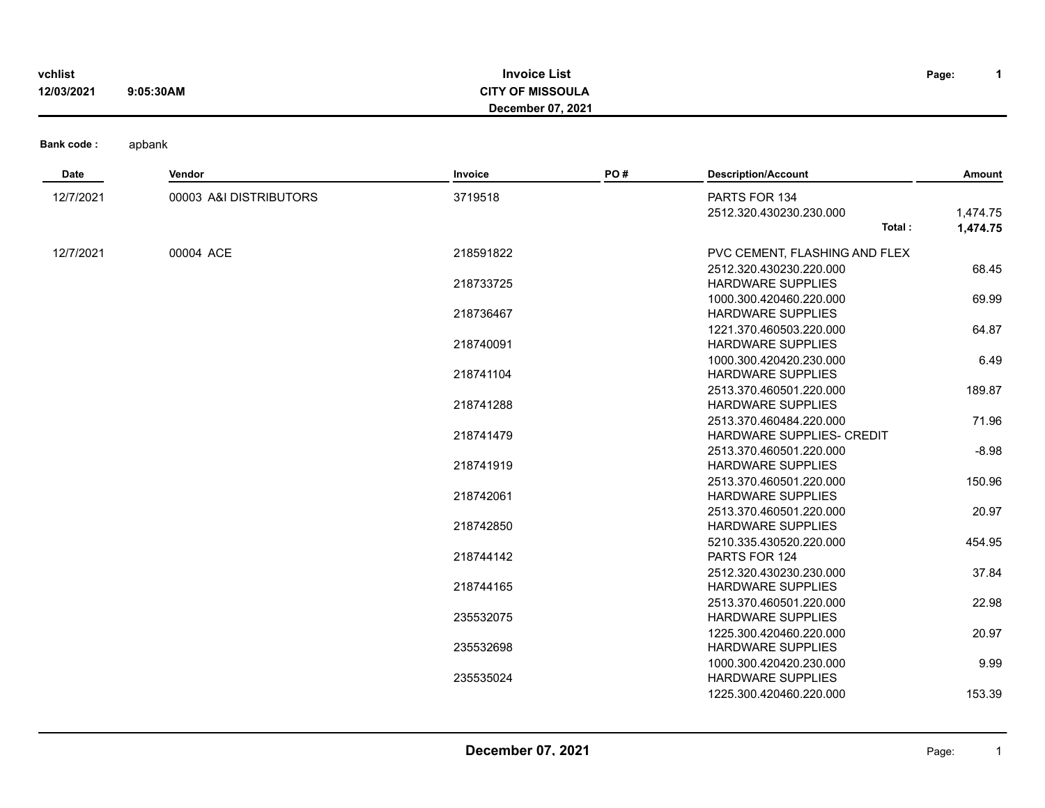**vchlist**
**12/03/2021 9:05:30AM**

# Invoice List

**CITY OF MISSOULA**
**December 07, 2021**

**Bank code :** apbank

| Date | Vendor | Invoice | PO # | Description/Account | Amount |
|---|---|---|---|---|---|
| 12/7/2021 | 00003 A&I DISTRIBUTORS | 3719518 | | PARTS FOR 134 | |
| | | | | 2512.320.430230.230.000 | 1,474.75 |
| | | | | **Total :** | **1,474.75** |
| 12/7/2021 | 00004 ACE | 218591822 | | PVC CEMENT, FLASHING AND FLEX | |
| | | | | 2512.320.430230.220.000 | 68.45 |
| | | 218733725 | | HARDWARE SUPPLIES | |
| | | | | 1000.300.420460.220.000 | 69.99 |
| | | 218736467 | | HARDWARE SUPPLIES | |
| | | | | 1221.370.460503.220.000 | 64.87 |
| | | 218740091 | | HARDWARE SUPPLIES | |
| | | | | 1000.300.420420.230.000 | 6.49 |
| | | 218741104 | | HARDWARE SUPPLIES | |
| | | | | 2513.370.460501.220.000 | 189.87 |
| | | 218741288 | | HARDWARE SUPPLIES | |
| | | | | 2513.370.460484.220.000 | 71.96 |
| | | 218741479 | | HARDWARE SUPPLIES- CREDIT | |
| | | | | 2513.370.460501.220.000 | -8.98 |
| | | 218741919 | | HARDWARE SUPPLIES | |
| | | | | 2513.370.460501.220.000 | 150.96 |
| | | 218742061 | | HARDWARE SUPPLIES | |
| | | | | 2513.370.460501.220.000 | 20.97 |
| | | 218742850 | | HARDWARE SUPPLIES | |
| | | | | 5210.335.430520.220.000 | 454.95 |
| | | 218744142 | | PARTS FOR 124 | |
| | | | | 2512.320.430230.230.000 | 37.84 |
| | | 218744165 | | HARDWARE SUPPLIES | |
| | | | | 2513.370.460501.220.000 | 22.98 |
| | | 235532075 | | HARDWARE SUPPLIES | |
| | | | | 1225.300.420460.220.000 | 20.97 |
| | | 235532698 | | HARDWARE SUPPLIES | |
| | | | | 1000.300.420420.230.000 | 9.99 |
| | | 235535024 | | HARDWARE SUPPLIES | |
| | | | | 1225.300.420460.220.000 | 153.39 |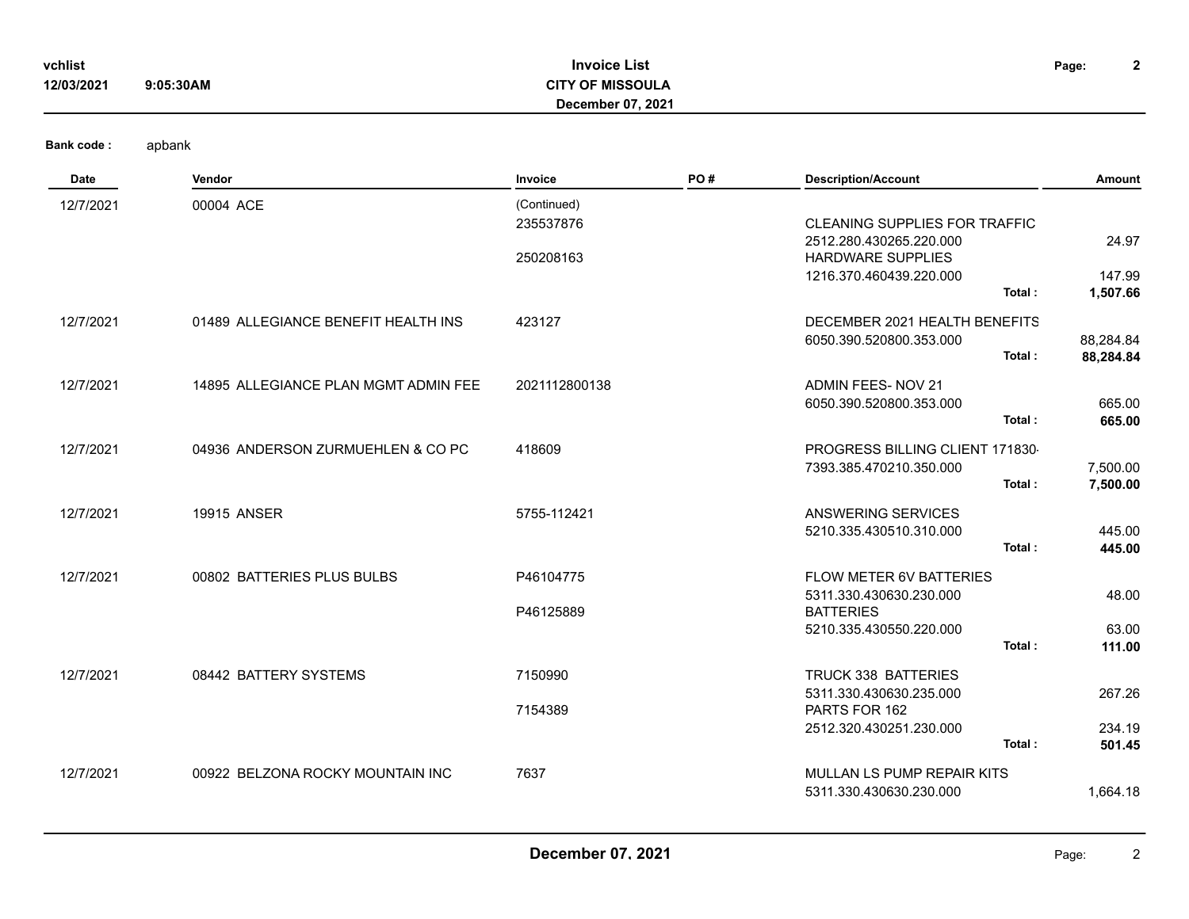**Bank code :** apbank

| Date | Vendor | Invoice | PO # | Description/Account | Amount |
|---|---|---|---|---|---|
| 12/7/2021 | 00004 ACE | (Continued) | | | |
| | | 235537876 | | CLEANING SUPPLIES FOR TRAFFIC | |
| | | | | 2512.280.430265.220.000 | 24.97 |
| | | 250208163 | | HARDWARE SUPPLIES | |
| | | | | 1216.370.460439.220.000 | 147.99 |
| | | | | **Total :** | **1,507.66** |
| 12/7/2021 | 01489 ALLEGIANCE BENEFIT HEALTH INS | 423127 | | DECEMBER 2021 HEALTH BENEFITS | |
| | | | | 6050.390.520800.353.000 | 88,284.84 |
| | | | | **Total :** | **88,284.84** |
| 12/7/2021 | 14895 ALLEGIANCE PLAN MGMT ADMIN FEE | 2021112800138 | | ADMIN FEES- NOV 21 | |
| | | | | 6050.390.520800.353.000 | 665.00 |
| | | | | **Total :** | **665.00** |
| 12/7/2021 | 04936 ANDERSON ZURMUEHLEN & CO PC | 418609 | | PROGRESS BILLING CLIENT 171830- | |
| | | | | 7393.385.470210.350.000 | 7,500.00 |
| | | | | **Total :** | **7,500.00** |
| 12/7/2021 | 19915 ANSER | 5755-112421 | | ANSWERING SERVICES | |
| | | | | 5210.335.430510.310.000 | 445.00 |
| | | | | **Total :** | **445.00** |
| 12/7/2021 | 00802 BATTERIES PLUS BULBS | P46104775 | | FLOW METER 6V BATTERIES | |
| | | | | 5311.330.430630.230.000 | 48.00 |
| | | P46125889 | | BATTERIES | |
| | | | | 5210.335.430550.220.000 | 63.00 |
| | | | | **Total :** | **111.00** |
| 12/7/2021 | 08442 BATTERY SYSTEMS | 7150990 | | TRUCK 338 BATTERIES | |
| | | | | 5311.330.430630.235.000 | 267.26 |
| | | 7154389 | | PARTS FOR 162 | |
| | | | | 2512.320.430251.230.000 | 234.19 |
| | | | | **Total :** | **501.45** |
| 12/7/2021 | 00922 BELZONA ROCKY MOUNTAIN INC | 7637 | | MULLAN LS PUMP REPAIR KITS | |
| | | | | 5311.330.430630.230.000 | 1,664.18 |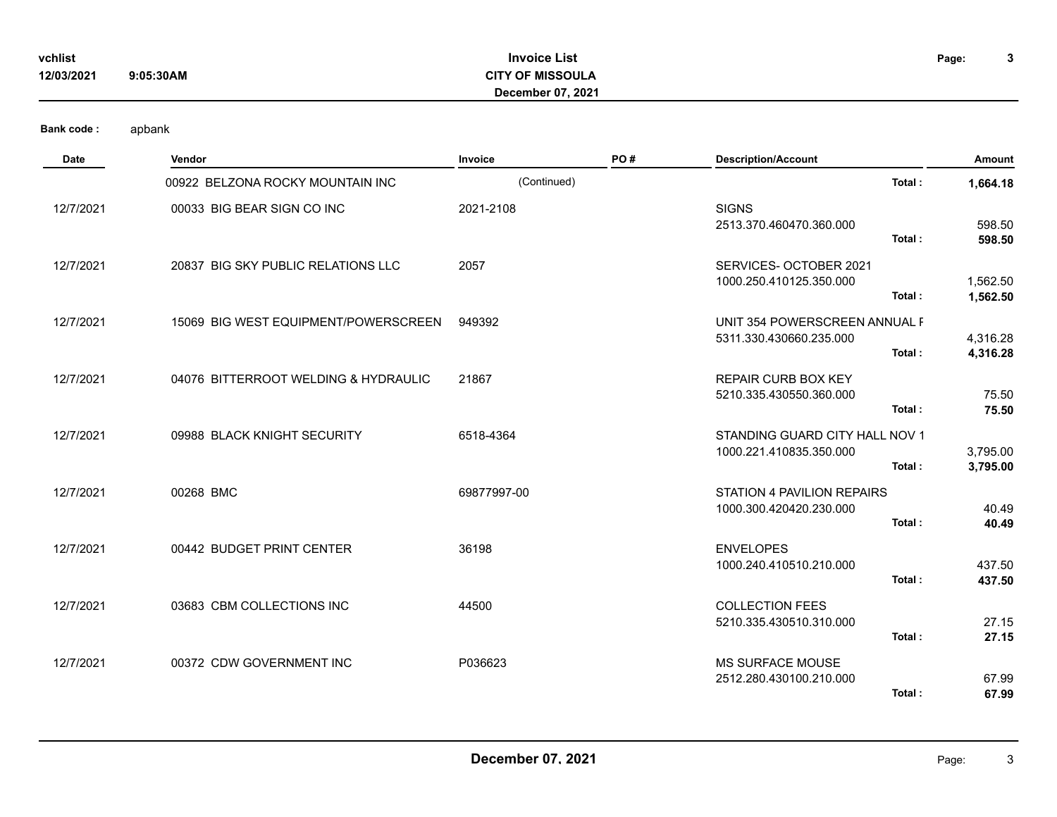**Bank code :** apbank

| Date | Vendor | Invoice | PO # | Description/Account | | Amount |
|---|---|---|---|---|---|---|
| | 00922 BELZONA ROCKY MOUNTAIN INC | (Continued) | | | Total : | **1,664.18** |
| 12/7/2021 | 00033 BIG BEAR SIGN CO INC | 2021-2108 | | SIGNS | | |
| | | | | 2513.370.460470.360.000 | | 598.50 |
| | | | | | Total : | **598.50** |
| 12/7/2021 | 20837 BIG SKY PUBLIC RELATIONS LLC | 2057 | | SERVICES- OCTOBER 2021 | | |
| | | | | 1000.250.410125.350.000 | | 1,562.50 |
| | | | | | Total : | **1,562.50** |
| 12/7/2021 | 15069 BIG WEST EQUIPMENT/POWERSCREEN | 949392 | | UNIT 354 POWERSCREEN ANNUAL F | | |
| | | | | 5311.330.430660.235.000 | | 4,316.28 |
| | | | | | Total : | **4,316.28** |
| 12/7/2021 | 04076 BITTERROOT WELDING & HYDRAULIC | 21867 | | REPAIR CURB BOX KEY | | |
| | | | | 5210.335.430550.360.000 | | 75.50 |
| | | | | | Total : | **75.50** |
| 12/7/2021 | 09988 BLACK KNIGHT SECURITY | 6518-4364 | | STANDING GUARD CITY HALL NOV 1 | | |
| | | | | 1000.221.410835.350.000 | | 3,795.00 |
| | | | | | Total : | **3,795.00** |
| 12/7/2021 | 00268 BMC | 69877997-00 | | STATION 4 PAVILION REPAIRS | | |
| | | | | 1000.300.420420.230.000 | | 40.49 |
| | | | | | Total : | **40.49** |
| 12/7/2021 | 00442 BUDGET PRINT CENTER | 36198 | | ENVELOPES | | |
| | | | | 1000.240.410510.210.000 | | 437.50 |
| | | | | | Total : | **437.50** |
| 12/7/2021 | 03683 CBM COLLECTIONS INC | 44500 | | COLLECTION FEES | | |
| | | | | 5210.335.430510.310.000 | | 27.15 |
| | | | | | Total : | **27.15** |
| 12/7/2021 | 00372 CDW GOVERNMENT INC | P036623 | | MS SURFACE MOUSE | | |
| | | | | 2512.280.430100.210.000 | | 67.99 |
| | | | | | Total : | **67.99** |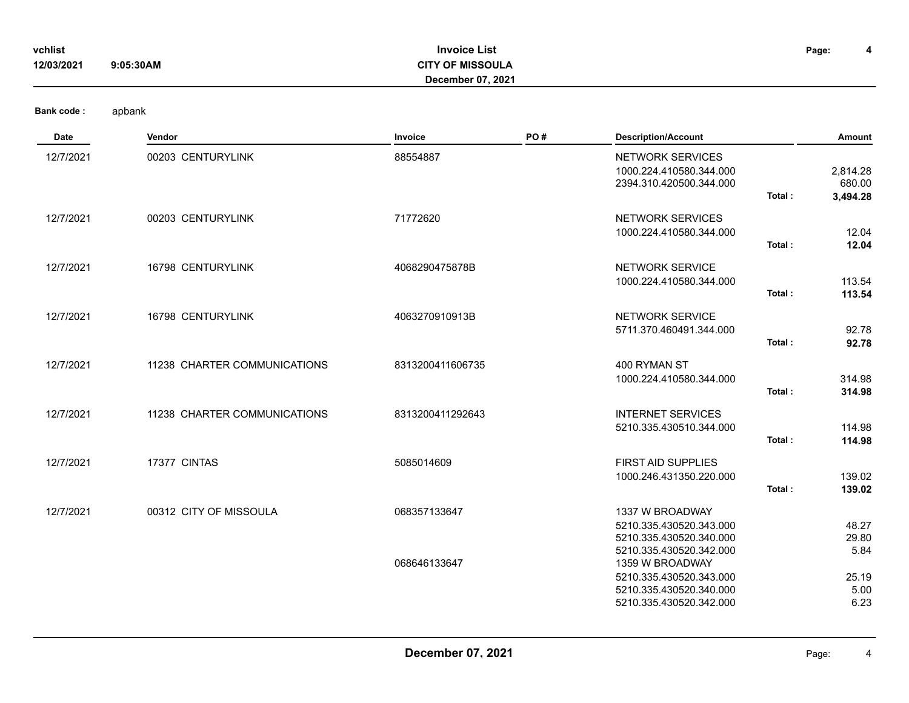**Bank code :** apbank

| Date | Vendor | Invoice | PO # | Description/Account | | Amount |
|---|---|---|---|---|---|---|
| 12/7/2021 | 00203 CENTURYLINK | 88554887 | | NETWORK SERVICES | | |
| | | | | 1000.224.410580.344.000 | | 2,814.28 |
| | | | | 2394.310.420500.344.000 | | 680.00 |
| | | | | | **Total :** | **3,494.28** |
| 12/7/2021 | 00203 CENTURYLINK | 71772620 | | NETWORK SERVICES | | |
| | | | | 1000.224.410580.344.000 | | 12.04 |
| | | | | | **Total :** | **12.04** |
| 12/7/2021 | 16798 CENTURYLINK | 4068290475878B | | NETWORK SERVICE | | |
| | | | | 1000.224.410580.344.000 | | 113.54 |
| | | | | | **Total :** | **113.54** |
| 12/7/2021 | 16798 CENTURYLINK | 4063270910913B | | NETWORK SERVICE | | |
| | | | | 5711.370.460491.344.000 | | 92.78 |
| | | | | | **Total :** | **92.78** |
| 12/7/2021 | 11238 CHARTER COMMUNICATIONS | 8313200411606735 | | 400 RYMAN ST | | |
| | | | | 1000.224.410580.344.000 | | 314.98 |
| | | | | | **Total :** | **314.98** |
| 12/7/2021 | 11238 CHARTER COMMUNICATIONS | 8313200411292643 | | INTERNET SERVICES | | |
| | | | | 5210.335.430510.344.000 | | 114.98 |
| | | | | | **Total :** | **114.98** |
| 12/7/2021 | 17377 CINTAS | 5085014609 | | FIRST AID SUPPLIES | | |
| | | | | 1000.246.431350.220.000 | | 139.02 |
| | | | | | **Total :** | **139.02** |
| 12/7/2021 | 00312 CITY OF MISSOULA | 068357133647 | | 1337 W BROADWAY | | |
| | | | | 5210.335.430520.343.000 | | 48.27 |
| | | | | 5210.335.430520.340.000 | | 29.80 |
| | | | | 5210.335.430520.342.000 | | 5.84 |
| | | 068646133647 | | 1359 W BROADWAY | | |
| | | | | 5210.335.430520.343.000 | | 25.19 |
| | | | | 5210.335.430520.340.000 | | 5.00 |
| | | | | 5210.335.430520.342.000 | | 6.23 |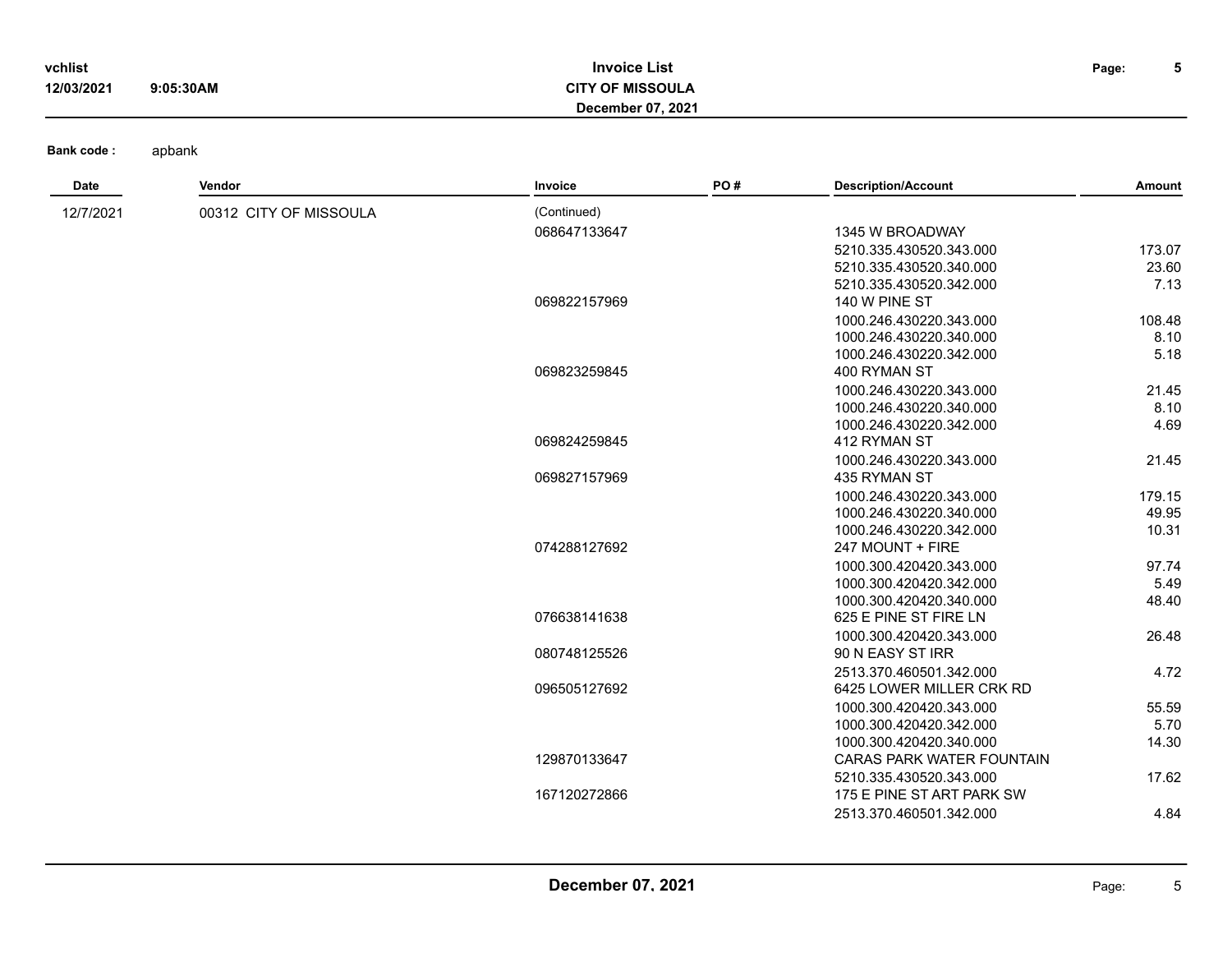**Invoice List**
**CITY OF MISSOULA**
**December 07, 2021**

**Bank code :** apbank

| Date | Vendor | Invoice | PO # | Description/Account | Amount |
|---|---|---|---|---|---|
| 12/7/2021 | 00312 CITY OF MISSOULA | (Continued) | | | |
| | | 068647133647 | | 1345 W BROADWAY | |
| | | | | 5210.335.430520.343.000 | 173.07 |
| | | | | 5210.335.430520.340.000 | 23.60 |
| | | | | 5210.335.430520.342.000 | 7.13 |
| | | 069822157969 | | 140 W PINE ST | |
| | | | | 1000.246.430220.343.000 | 108.48 |
| | | | | 1000.246.430220.340.000 | 8.10 |
| | | | | 1000.246.430220.342.000 | 5.18 |
| | | 069823259845 | | 400 RYMAN ST | |
| | | | | 1000.246.430220.343.000 | 21.45 |
| | | | | 1000.246.430220.340.000 | 8.10 |
| | | | | 1000.246.430220.342.000 | 4.69 |
| | | 069824259845 | | 412 RYMAN ST | |
| | | | | 1000.246.430220.343.000 | 21.45 |
| | | 069827157969 | | 435 RYMAN ST | |
| | | | | 1000.246.430220.343.000 | 179.15 |
| | | | | 1000.246.430220.340.000 | 49.95 |
| | | | | 1000.246.430220.342.000 | 10.31 |
| | | 074288127692 | | 247 MOUNT + FIRE | |
| | | | | 1000.300.420420.343.000 | 97.74 |
| | | | | 1000.300.420420.342.000 | 5.49 |
| | | | | 1000.300.420420.340.000 | 48.40 |
| | | 076638141638 | | 625 E PINE ST FIRE LN | |
| | | | | 1000.300.420420.343.000 | 26.48 |
| | | 080748125526 | | 90 N EASY ST IRR | |
| | | | | 2513.370.460501.342.000 | 4.72 |
| | | 096505127692 | | 6425 LOWER MILLER CRK RD | |
| | | | | 1000.300.420420.343.000 | 55.59 |
| | | | | 1000.300.420420.342.000 | 5.70 |
| | | | | 1000.300.420420.340.000 | 14.30 |
| | | 129870133647 | | CARAS PARK WATER FOUNTAIN | |
| | | | | 5210.335.430520.343.000 | 17.62 |
| | | 167120272866 | | 175 E PINE ST ART PARK SW | |
| | | | | 2513.370.460501.342.000 | 4.84 |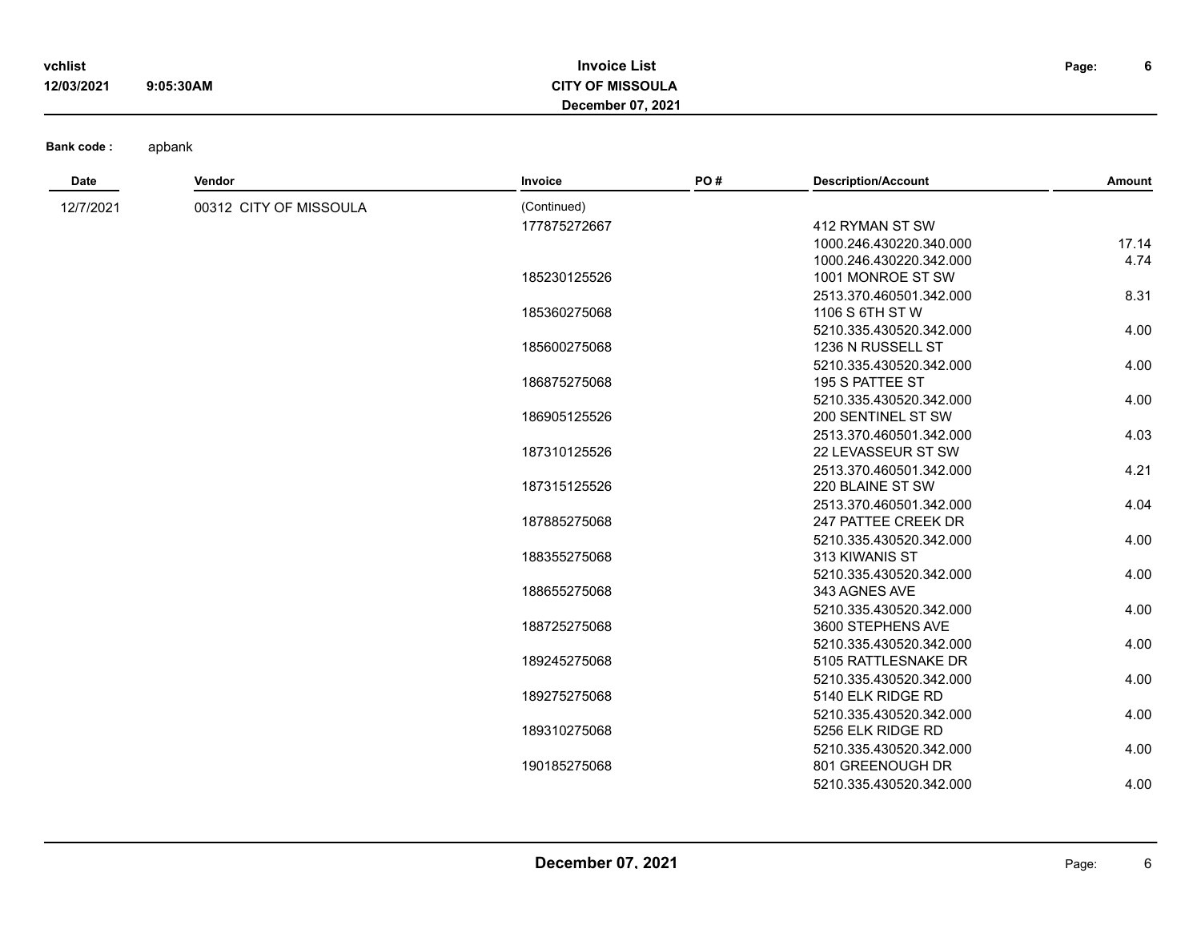**Bank code :** apbank

| Date | Vendor | Invoice | PO # | Description/Account | Amount |
|---|---|---|---|---|---|
| 12/7/2021 | 00312 CITY OF MISSOULA | (Continued) | | | |
| | | 177875272667 | | 412 RYMAN ST SW | |
| | | | | 1000.246.430220.340.000 | 17.14 |
| | | | | 1000.246.430220.342.000 | 4.74 |
| | | 185230125526 | | 1001 MONROE ST SW | |
| | | | | 2513.370.460501.342.000 | 8.31 |
| | | 185360275068 | | 1106 S 6TH ST W | |
| | | | | 5210.335.430520.342.000 | 4.00 |
| | | 185600275068 | | 1236 N RUSSELL ST | |
| | | | | 5210.335.430520.342.000 | 4.00 |
| | | 186875275068 | | 195 S PATTEE ST | |
| | | | | 5210.335.430520.342.000 | 4.00 |
| | | 186905125526 | | 200 SENTINEL ST SW | |
| | | | | 2513.370.460501.342.000 | 4.03 |
| | | 187310125526 | | 22 LEVASSEUR ST SW | |
| | | | | 2513.370.460501.342.000 | 4.21 |
| | | 187315125526 | | 220 BLAINE ST SW | |
| | | | | 2513.370.460501.342.000 | 4.04 |
| | | 187885275068 | | 247 PATTEE CREEK DR | |
| | | | | 5210.335.430520.342.000 | 4.00 |
| | | 188355275068 | | 313 KIWANIS ST | |
| | | | | 5210.335.430520.342.000 | 4.00 |
| | | 188655275068 | | 343 AGNES AVE | |
| | | | | 5210.335.430520.342.000 | 4.00 |
| | | 188725275068 | | 3600 STEPHENS AVE | |
| | | | | 5210.335.430520.342.000 | 4.00 |
| | | 189245275068 | | 5105 RATTLESNAKE DR | |
| | | | | 5210.335.430520.342.000 | 4.00 |
| | | 189275275068 | | 5140 ELK RIDGE RD | |
| | | | | 5210.335.430520.342.000 | 4.00 |
| | | 189310275068 | | 5256 ELK RIDGE RD | |
| | | | | 5210.335.430520.342.000 | 4.00 |
| | | 190185275068 | | 801 GREENOUGH DR | |
| | | | | 5210.335.430520.342.000 | 4.00 |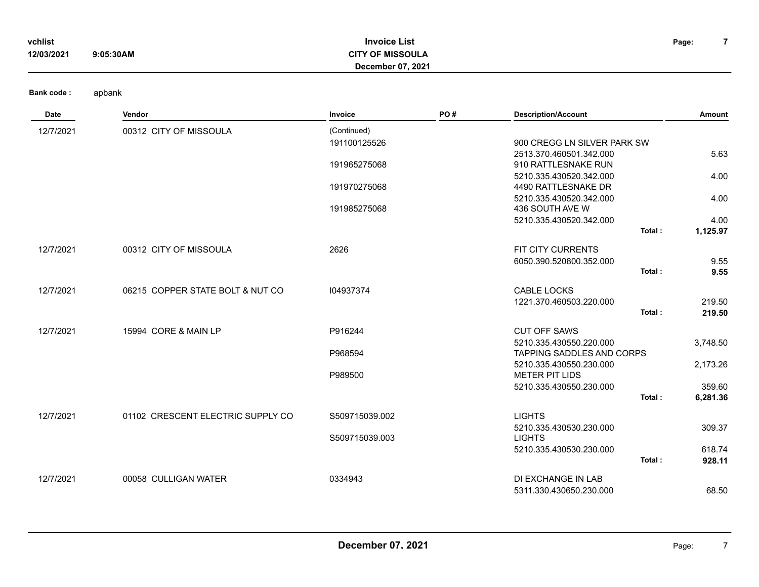**vchlist** 
**12/03/2021** **9:05:30AM**

# Invoice List
## CITY OF MISSOULA
### December 07, 2021

**Bank code :** apbank

| Date | Vendor | Invoice | PO # | Description/Account | | Amount |
|---|---|---|---|---|---|---|
| 12/7/2021 | 00312 CITY OF MISSOULA | (Continued) | | | | |
| | | 191100125526 | | 900 CREGG LN SILVER PARK SW | | |
| | | | | 2513.370.460501.342.000 | | 5.63 |
| | | 191965275068 | | 910 RATTLESNAKE RUN | | |
| | | | | 5210.335.430520.342.000 | | 4.00 |
| | | 191970275068 | | 4490 RATTLESNAKE DR | | |
| | | | | 5210.335.430520.342.000 | | 4.00 |
| | | 191985275068 | | 436 SOUTH AVE W | | |
| | | | | 5210.335.430520.342.000 | | 4.00 |
| | | | | | **Total :** | **1,125.97** |
| 12/7/2021 | 00312 CITY OF MISSOULA | 2626 | | FIT CITY CURRENTS | | |
| | | | | 6050.390.520800.352.000 | | 9.55 |
| | | | | | **Total :** | **9.55** |
| 12/7/2021 | 06215 COPPER STATE BOLT & NUT CO | I04937374 | | CABLE LOCKS | | |
| | | | | 1221.370.460503.220.000 | | 219.50 |
| | | | | | **Total :** | **219.50** |
| 12/7/2021 | 15994 CORE & MAIN LP | P916244 | | CUT OFF SAWS | | |
| | | | | 5210.335.430550.220.000 | | 3,748.50 |
| | | P968594 | | TAPPING SADDLES AND CORPS | | |
| | | | | 5210.335.430550.230.000 | | 2,173.26 |
| | | P989500 | | METER PIT LIDS | | |
| | | | | 5210.335.430550.230.000 | | 359.60 |
| | | | | | **Total :** | **6,281.36** |
| 12/7/2021 | 01102 CRESCENT ELECTRIC SUPPLY CO | S509715039.002 | | LIGHTS | | |
| | | | | 5210.335.430530.230.000 | | 309.37 |
| | | S509715039.003 | | LIGHTS | | |
| | | | | 5210.335.430530.230.000 | | 618.74 |
| | | | | | **Total :** | **928.11** |
| 12/7/2021 | 00058 CULLIGAN WATER | 0334943 | | DI EXCHANGE IN LAB | | |
| | | | | 5311.330.430650.230.000 | | 68.50 |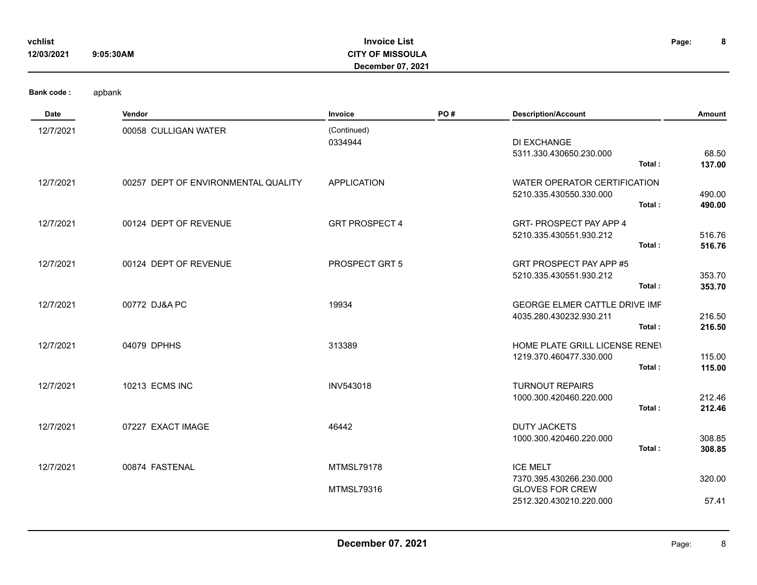**Bank code :** apbank

| Date | Vendor | Invoice | PO # | Description/Account | | Amount |
|---|---|---|---|---|---|---|
| 12/7/2021 | 00058 CULLIGAN WATER | (Continued) | | | | |
| | | 0334944 | | DI EXCHANGE | | |
| | | | | 5311.330.430650.230.000 | | 68.50 |
| | | | | | **Total :** | **137.00** |
| 12/7/2021 | 00257 DEPT OF ENVIRONMENTAL QUALITY | APPLICATION | | WATER OPERATOR CERTIFICATION | | |
| | | | | 5210.335.430550.330.000 | | 490.00 |
| | | | | | **Total :** | **490.00** |
| 12/7/2021 | 00124 DEPT OF REVENUE | GRT PROSPECT 4 | | GRT- PROSPECT PAY APP 4 | | |
| | | | | 5210.335.430551.930.212 | | 516.76 |
| | | | | | **Total :** | **516.76** |
| 12/7/2021 | 00124 DEPT OF REVENUE | PROSPECT GRT 5 | | GRT PROSPECT PAY APP #5 | | |
| | | | | 5210.335.430551.930.212 | | 353.70 |
| | | | | | **Total :** | **353.70** |
| 12/7/2021 | 00772 DJ&A PC | 19934 | | GEORGE ELMER CATTLE DRIVE IMF | | |
| | | | | 4035.280.430232.930.211 | | 216.50 |
| | | | | | **Total :** | **216.50** |
| 12/7/2021 | 04079 DPHHS | 313389 | | HOME PLATE GRILL LICENSE RENE\ | | |
| | | | | 1219.370.460477.330.000 | | 115.00 |
| | | | | | **Total :** | **115.00** |
| 12/7/2021 | 10213 ECMS INC | INV543018 | | TURNOUT REPAIRS | | |
| | | | | 1000.300.420460.220.000 | | 212.46 |
| | | | | | **Total :** | **212.46** |
| 12/7/2021 | 07227 EXACT IMAGE | 46442 | | DUTY JACKETS | | |
| | | | | 1000.300.420460.220.000 | | 308.85 |
| | | | | | **Total :** | **308.85** |
| 12/7/2021 | 00874 FASTENAL | MTMSL79178 | | ICE MELT | | |
| | | | | 7370.395.430266.230.000 | | 320.00 |
| | | MTMSL79316 | | GLOVES FOR CREW | | |
| | | | | 2512.320.430210.220.000 | | 57.41 |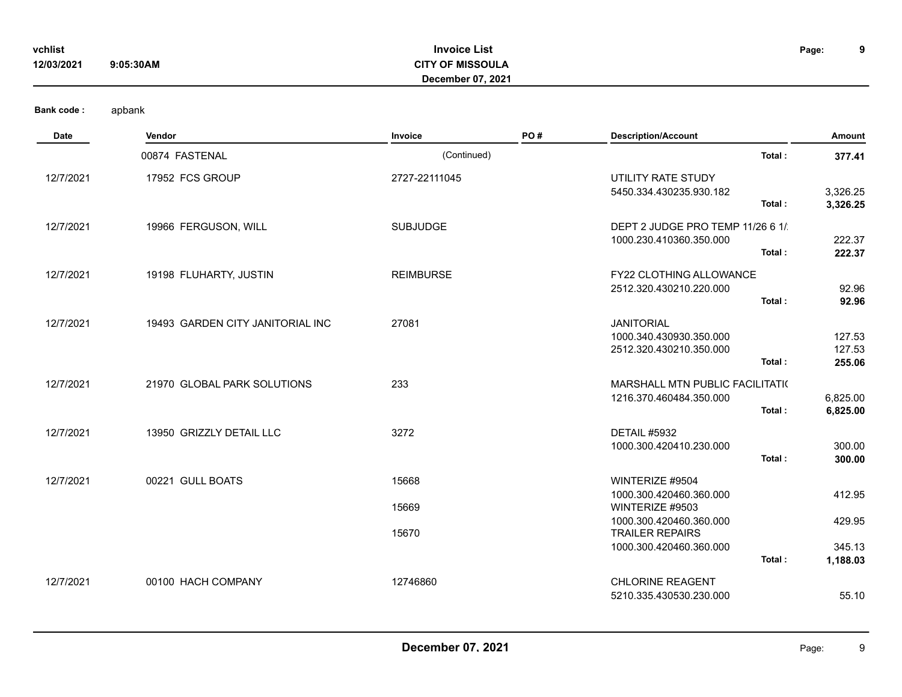**Bank code :** apbank

| Date | Vendor | Invoice | PO # | Description/Account | | Amount |
|---|---|---|---|---|---|---|
| | 00874 FASTENAL | (Continued) | | | **Total :** | **377.41** |
| 12/7/2021 | 17952 FCS GROUP | 2727-22111045 | | UTILITY RATE STUDY | | |
| | | | | 5450.334.430235.930.182 | | 3,326.25 |
| | | | | | **Total :** | **3,326.25** |
| 12/7/2021 | 19966 FERGUSON, WILL | SUBJUDGE | | DEPT 2 JUDGE PRO TEMP 11/26 6 1/ | | |
| | | | | 1000.230.410360.350.000 | | 222.37 |
| | | | | | **Total :** | **222.37** |
| 12/7/2021 | 19198 FLUHARTY, JUSTIN | REIMBURSE | | FY22 CLOTHING ALLOWANCE | | |
| | | | | 2512.320.430210.220.000 | | 92.96 |
| | | | | | **Total :** | **92.96** |
| 12/7/2021 | 19493 GARDEN CITY JANITORIAL INC | 27081 | | JANITORIAL | | |
| | | | | 1000.340.430930.350.000 | | 127.53 |
| | | | | 2512.320.430210.350.000 | | 127.53 |
| | | | | | **Total :** | **255.06** |
| 12/7/2021 | 21970 GLOBAL PARK SOLUTIONS | 233 | | MARSHALL MTN PUBLIC FACILITATI( | | |
| | | | | 1216.370.460484.350.000 | | 6,825.00 |
| | | | | | **Total :** | **6,825.00** |
| 12/7/2021 | 13950 GRIZZLY DETAIL LLC | 3272 | | DETAIL #5932 | | |
| | | | | 1000.300.420410.230.000 | | 300.00 |
| | | | | | **Total :** | **300.00** |
| 12/7/2021 | 00221 GULL BOATS | 15668 | | WINTERIZE #9504 | | |
| | | | | 1000.300.420460.360.000 | | 412.95 |
| | | 15669 | | WINTERIZE #9503 | | |
| | | | | 1000.300.420460.360.000 | | 429.95 |
| | | 15670 | | TRAILER REPAIRS | | |
| | | | | 1000.300.420460.360.000 | | 345.13 |
| | | | | | **Total :** | **1,188.03** |
| 12/7/2021 | 00100 HACH COMPANY | 12746860 | | CHLORINE REAGENT | | |
| | | | | 5210.335.430530.230.000 | | 55.10 |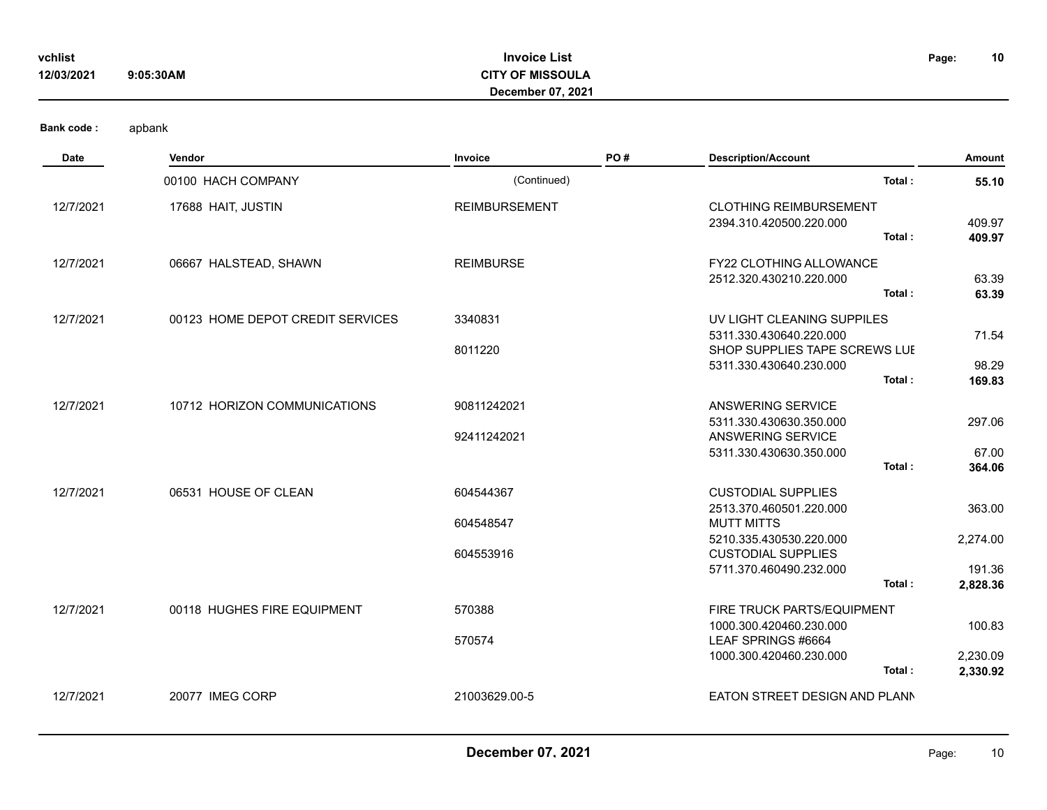Bank code : apbank

| Date | Vendor | Invoice | PO # | Description/Account | | Amount |
|---|---|---|---|---|---|---|
| | 00100 HACH COMPANY | (Continued) | | | Total : | **55.10** |
| 12/7/2021 | 17688 HAIT, JUSTIN | REIMBURSEMENT | | CLOTHING REIMBURSEMENT | | |
| | | | | 2394.310.420500.220.000 | | 409.97 |
| | | | | | Total : | **409.97** |
| 12/7/2021 | 06667 HALSTEAD, SHAWN | REIMBURSE | | FY22 CLOTHING ALLOWANCE | | |
| | | | | 2512.320.430210.220.000 | | 63.39 |
| | | | | | Total : | **63.39** |
| 12/7/2021 | 00123 HOME DEPOT CREDIT SERVICES | 3340831 | | UV LIGHT CLEANING SUPPILES | | |
| | | | | 5311.330.430640.220.000 | | 71.54 |
| | | 8011220 | | SHOP SUPPLIES TAPE SCREWS LUI | | |
| | | | | 5311.330.430640.230.000 | | 98.29 |
| | | | | | Total : | **169.83** |
| 12/7/2021 | 10712 HORIZON COMMUNICATIONS | 90811242021 | | ANSWERING SERVICE | | |
| | | | | 5311.330.430630.350.000 | | 297.06 |
| | | 92411242021 | | ANSWERING SERVICE | | |
| | | | | 5311.330.430630.350.000 | | 67.00 |
| | | | | | Total : | **364.06** |
| 12/7/2021 | 06531 HOUSE OF CLEAN | 604544367 | | CUSTODIAL SUPPLIES | | |
| | | | | 2513.370.460501.220.000 | | 363.00 |
| | | 604548547 | | MUTT MITTS | | |
| | | | | 5210.335.430530.220.000 | | 2,274.00 |
| | | 604553916 | | CUSTODIAL SUPPLIES | | |
| | | | | 5711.370.460490.232.000 | | 191.36 |
| | | | | | Total : | **2,828.36** |
| 12/7/2021 | 00118 HUGHES FIRE EQUIPMENT | 570388 | | FIRE TRUCK PARTS/EQUIPMENT | | |
| | | | | 1000.300.420460.230.000 | | 100.83 |
| | | 570574 | | LEAF SPRINGS #6664 | | |
| | | | | 1000.300.420460.230.000 | | 2,230.09 |
| | | | | | Total : | **2,330.92** |
| 12/7/2021 | 20077 IMEG CORP | 21003629.00-5 | | EATON STREET DESIGN AND PLANN | | |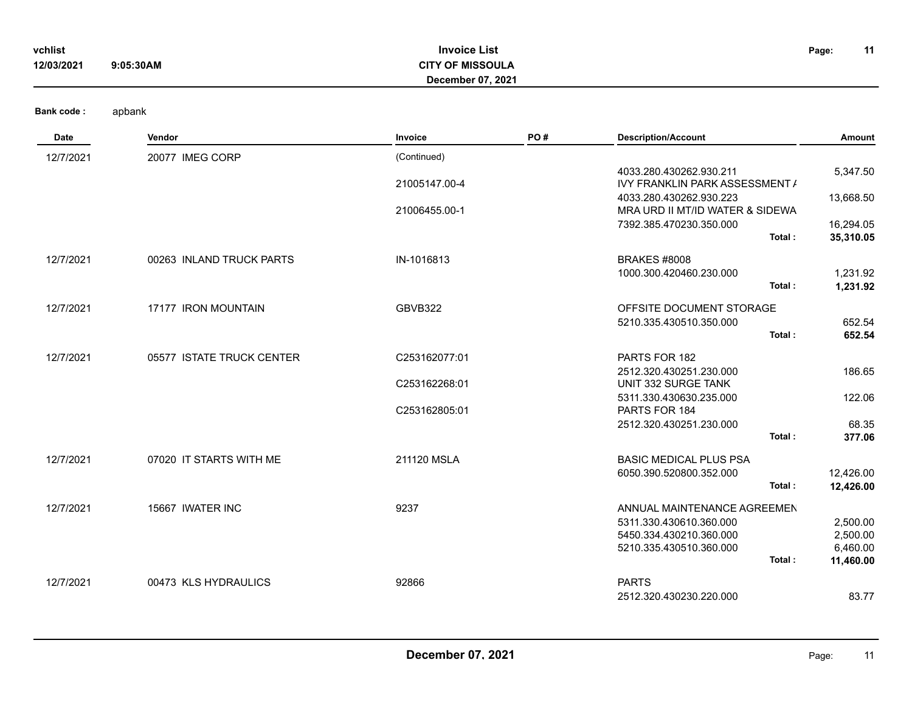# Invoice List

**CITY OF MISSOULA**

**December 07, 2021**

vchlist
12/03/2021 9:05:30AM

**Bank code :** apbank

| Date | Vendor | Invoice | PO # | Description/Account | | Amount |
|---|---|---|---|---|---|---|
| 12/7/2021 | 20077 IMEG CORP | (Continued) | | | | |
| | | | | 4033.280.430262.930.211 | | 5,347.50 |
| | | 21005147.00-4 | | IVY FRANKLIN PARK ASSESSMENT / | | |
| | | | | 4033.280.430262.930.223 | | 13,668.50 |
| | | 21006455.00-1 | | MRA URD II MT/ID WATER & SIDEWA | | |
| | | | | 7392.385.470230.350.000 | | 16,294.05 |
| | | | | | **Total :** | **35,310.05** |
| 12/7/2021 | 00263 INLAND TRUCK PARTS | IN-1016813 | | BRAKES #8008 | | |
| | | | | 1000.300.420460.230.000 | | 1,231.92 |
| | | | | | **Total :** | **1,231.92** |
| 12/7/2021 | 17177 IRON MOUNTAIN | GBVB322 | | OFFSITE DOCUMENT STORAGE | | |
| | | | | 5210.335.430510.350.000 | | 652.54 |
| | | | | | **Total :** | **652.54** |
| 12/7/2021 | 05577 ISTATE TRUCK CENTER | C253162077:01 | | PARTS FOR 182 | | |
| | | | | 2512.320.430251.230.000 | | 186.65 |
| | | C253162268:01 | | UNIT 332 SURGE TANK | | |
| | | | | 5311.330.430630.235.000 | | 122.06 |
| | | C253162805:01 | | PARTS FOR 184 | | |
| | | | | 2512.320.430251.230.000 | | 68.35 |
| | | | | | **Total :** | **377.06** |
| 12/7/2021 | 07020 IT STARTS WITH ME | 211120 MSLA | | BASIC MEDICAL PLUS PSA | | |
| | | | | 6050.390.520800.352.000 | | 12,426.00 |
| | | | | | **Total :** | **12,426.00** |
| 12/7/2021 | 15667 IWATER INC | 9237 | | ANNUAL MAINTENANCE AGREEMEN | | |
| | | | | 5311.330.430610.360.000 | | 2,500.00 |
| | | | | 5450.334.430210.360.000 | | 2,500.00 |
| | | | | 5210.335.430510.360.000 | | 6,460.00 |
| | | | | | **Total :** | **11,460.00** |
| 12/7/2021 | 00473 KLS HYDRAULICS | 92866 | | PARTS | | |
| | | | | 2512.320.430230.220.000 | | 83.77 |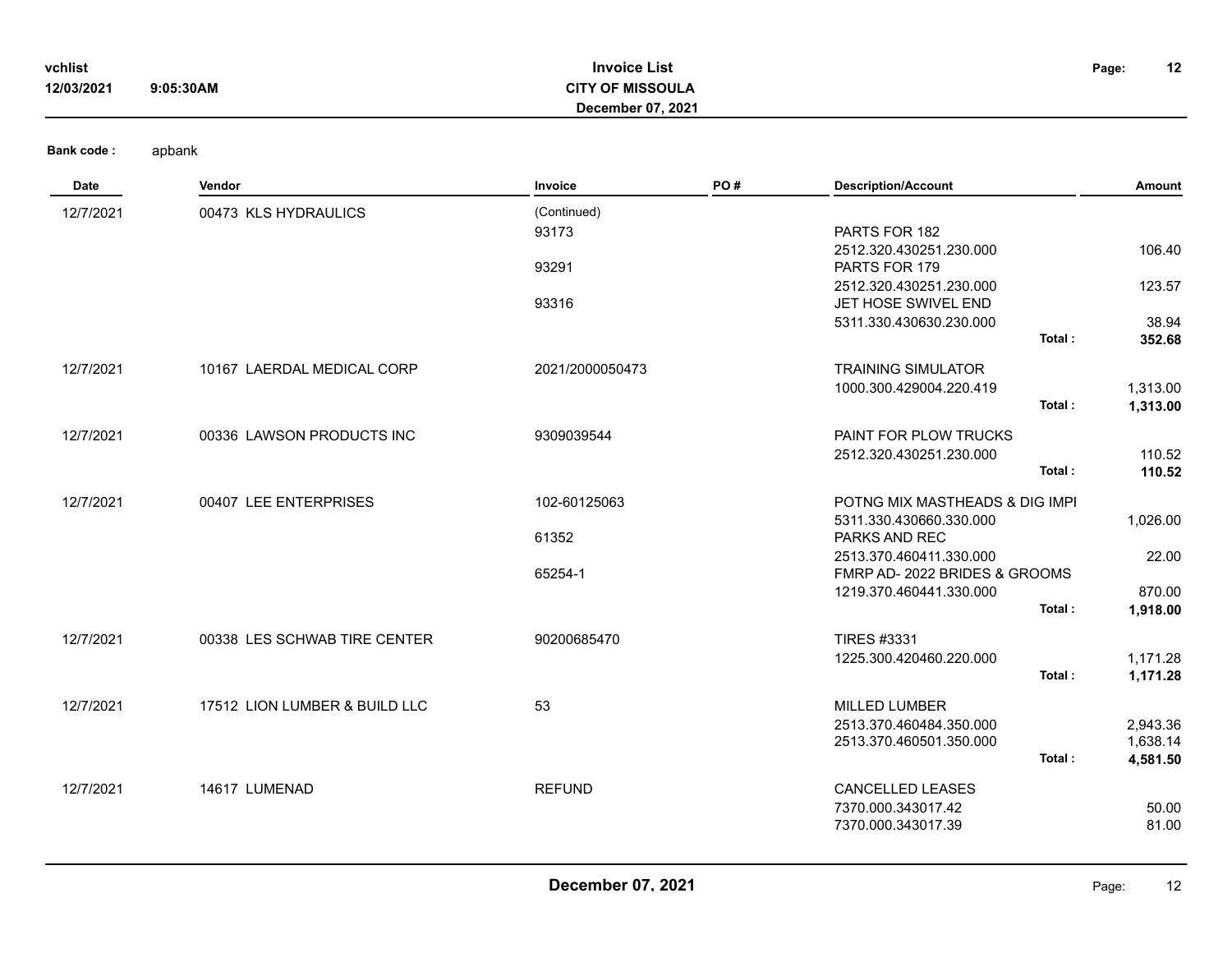**Bank code :** apbank

| Date | Vendor | Invoice | PO # | Description/Account | | Amount |
|---|---|---|---|---|---|---|
| 12/7/2021 | 00473 KLS HYDRAULICS | (Continued) | | | | |
| | | 93173 | | PARTS FOR 182 | | |
| | | | | 2512.320.430251.230.000 | | 106.40 |
| | | 93291 | | PARTS FOR 179 | | |
| | | | | 2512.320.430251.230.000 | | 123.57 |
| | | 93316 | | JET HOSE SWIVEL END | | |
| | | | | 5311.330.430630.230.000 | | 38.94 |
| | | | | | **Total :** | **352.68** |
| 12/7/2021 | 10167 LAERDAL MEDICAL CORP | 2021/2000050473 | | TRAINING SIMULATOR | | |
| | | | | 1000.300.429004.220.419 | | 1,313.00 |
| | | | | | **Total :** | **1,313.00** |
| 12/7/2021 | 00336 LAWSON PRODUCTS INC | 9309039544 | | PAINT FOR PLOW TRUCKS | | |
| | | | | 2512.320.430251.230.000 | | 110.52 |
| | | | | | **Total :** | **110.52** |
| 12/7/2021 | 00407 LEE ENTERPRISES | 102-60125063 | | POTNG MIX MASTHEADS & DIG IMPI | | |
| | | | | 5311.330.430660.330.000 | | 1,026.00 |
| | | 61352 | | PARKS AND REC | | |
| | | | | 2513.370.460411.330.000 | | 22.00 |
| | | 65254-1 | | FMRP AD- 2022 BRIDES & GROOMS | | |
| | | | | 1219.370.460441.330.000 | | 870.00 |
| | | | | | **Total :** | **1,918.00** |
| 12/7/2021 | 00338 LES SCHWAB TIRE CENTER | 90200685470 | | TIRES #3331 | | |
| | | | | 1225.300.420460.220.000 | | 1,171.28 |
| | | | | | **Total :** | **1,171.28** |
| 12/7/2021 | 17512 LION LUMBER & BUILD LLC | 53 | | MILLED LUMBER | | |
| | | | | 2513.370.460484.350.000 | | 2,943.36 |
| | | | | 2513.370.460501.350.000 | | 1,638.14 |
| | | | | | **Total :** | **4,581.50** |
| 12/7/2021 | 14617 LUMENAD | REFUND | | CANCELLED LEASES | | |
| | | | | 7370.000.343017.42 | | 50.00 |
| | | | | 7370.000.343017.39 | | 81.00 |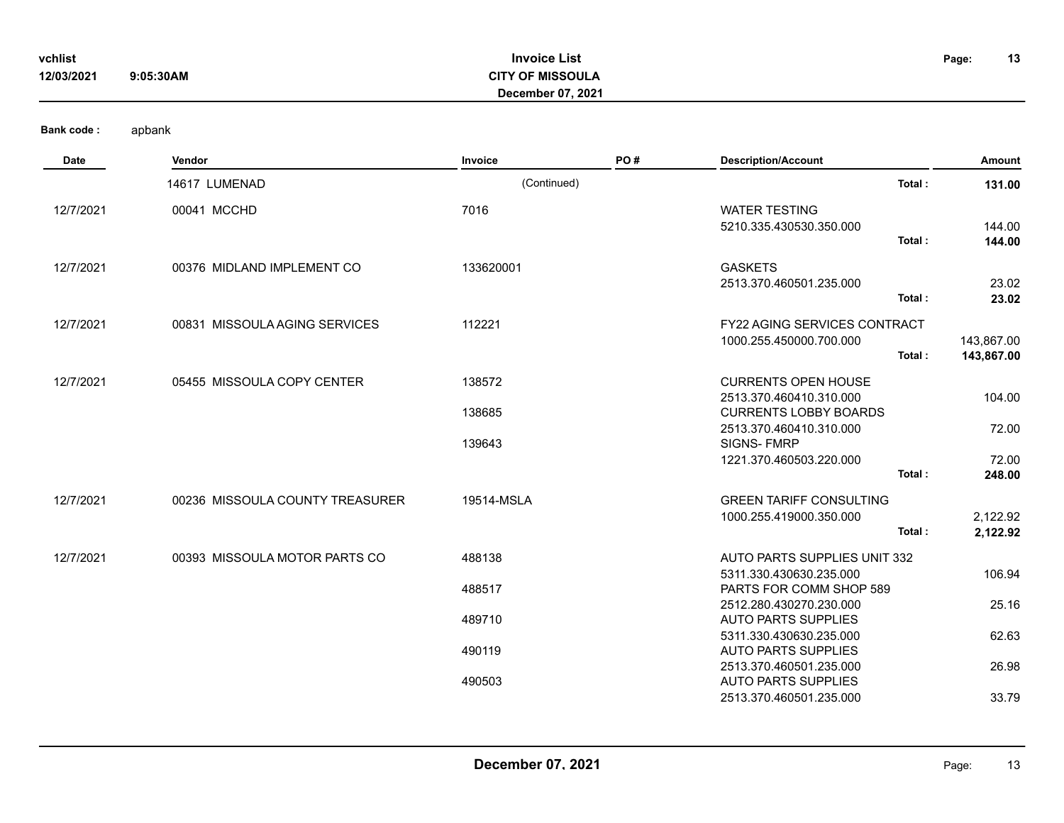**Bank code :** apbank

| Date | Vendor | Invoice | PO # | Description/Account | | Amount |
|---|---|---|---|---|---|---|
| | 14617 LUMENAD | (Continued) | | | Total : | **131.00** |
| 12/7/2021 | 00041 MCCHD | 7016 | | WATER TESTING | | |
| | | | | 5210.335.430530.350.000 | | 144.00 |
| | | | | | Total : | **144.00** |
| 12/7/2021 | 00376 MIDLAND IMPLEMENT CO | 133620001 | | GASKETS | | |
| | | | | 2513.370.460501.235.000 | | 23.02 |
| | | | | | Total : | **23.02** |
| 12/7/2021 | 00831 MISSOULA AGING SERVICES | 112221 | | FY22 AGING SERVICES CONTRACT | | |
| | | | | 1000.255.450000.700.000 | | 143,867.00 |
| | | | | | Total : | **143,867.00** |
| 12/7/2021 | 05455 MISSOULA COPY CENTER | 138572 | | CURRENTS OPEN HOUSE | | |
| | | | | 2513.370.460410.310.000 | | 104.00 |
| | | 138685 | | CURRENTS LOBBY BOARDS | | |
| | | | | 2513.370.460410.310.000 | | 72.00 |
| | | 139643 | | SIGNS- FMRP | | |
| | | | | 1221.370.460503.220.000 | | 72.00 |
| | | | | | Total : | **248.00** |
| 12/7/2021 | 00236 MISSOULA COUNTY TREASURER | 19514-MSLA | | GREEN TARIFF CONSULTING | | |
| | | | | 1000.255.419000.350.000 | | 2,122.92 |
| | | | | | Total : | **2,122.92** |
| 12/7/2021 | 00393 MISSOULA MOTOR PARTS CO | 488138 | | AUTO PARTS SUPPLIES UNIT 332 | | |
| | | | | 5311.330.430630.235.000 | | 106.94 |
| | | 488517 | | PARTS FOR COMM SHOP 589 | | |
| | | | | 2512.280.430270.230.000 | | 25.16 |
| | | 489710 | | AUTO PARTS SUPPLIES | | |
| | | | | 5311.330.430630.235.000 | | 62.63 |
| | | 490119 | | AUTO PARTS SUPPLIES | | |
| | | | | 2513.370.460501.235.000 | | 26.98 |
| | | 490503 | | AUTO PARTS SUPPLIES | | |
| | | | | 2513.370.460501.235.000 | | 33.79 |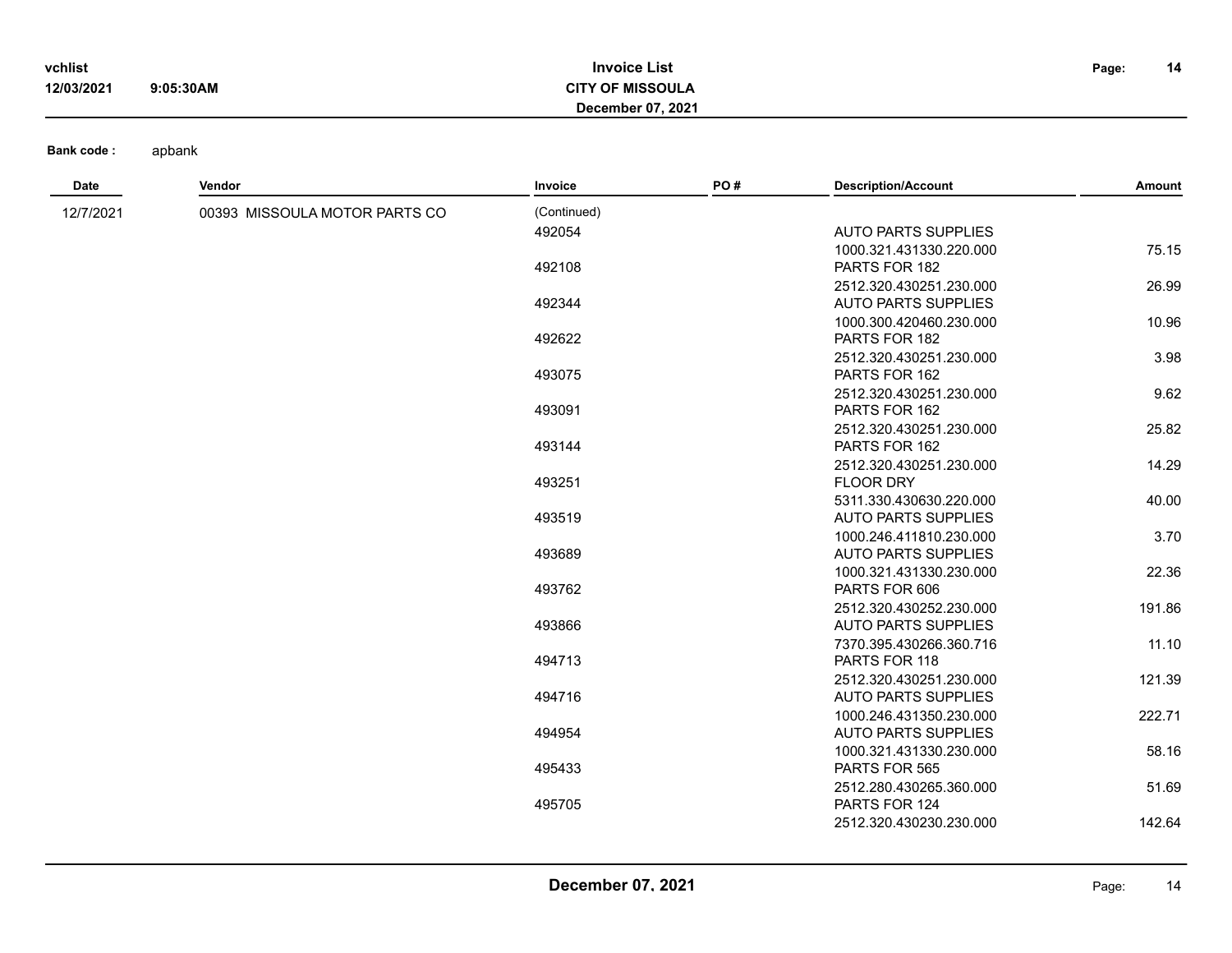**Bank code :** apbank

| Date | Vendor | Invoice | PO # | Description/Account | Amount |
|---|---|---|---|---|---|
| 12/7/2021 | 00393 MISSOULA MOTOR PARTS CO | (Continued) | | | |
| | | 492054 | | AUTO PARTS SUPPLIES | |
| | | | | 1000.321.431330.220.000 | 75.15 |
| | | 492108 | | PARTS FOR 182 | |
| | | | | 2512.320.430251.230.000 | 26.99 |
| | | 492344 | | AUTO PARTS SUPPLIES | |
| | | | | 1000.300.420460.230.000 | 10.96 |
| | | 492622 | | PARTS FOR 182 | |
| | | | | 2512.320.430251.230.000 | 3.98 |
| | | 493075 | | PARTS FOR 162 | |
| | | | | 2512.320.430251.230.000 | 9.62 |
| | | 493091 | | PARTS FOR 162 | |
| | | | | 2512.320.430251.230.000 | 25.82 |
| | | 493144 | | PARTS FOR 162 | |
| | | | | 2512.320.430251.230.000 | 14.29 |
| | | 493251 | | FLOOR DRY | |
| | | | | 5311.330.430630.220.000 | 40.00 |
| | | 493519 | | AUTO PARTS SUPPLIES | |
| | | | | 1000.246.411810.230.000 | 3.70 |
| | | 493689 | | AUTO PARTS SUPPLIES | |
| | | | | 1000.321.431330.230.000 | 22.36 |
| | | 493762 | | PARTS FOR 606 | |
| | | | | 2512.320.430252.230.000 | 191.86 |
| | | 493866 | | AUTO PARTS SUPPLIES | |
| | | | | 7370.395.430266.360.716 | 11.10 |
| | | 494713 | | PARTS FOR 118 | |
| | | | | 2512.320.430251.230.000 | 121.39 |
| | | 494716 | | AUTO PARTS SUPPLIES | |
| | | | | 1000.246.431350.230.000 | 222.71 |
| | | 494954 | | AUTO PARTS SUPPLIES | |
| | | | | 1000.321.431330.230.000 | 58.16 |
| | | 495433 | | PARTS FOR 565 | |
| | | | | 2512.280.430265.360.000 | 51.69 |
| | | 495705 | | PARTS FOR 124 | |
| | | | | 2512.320.430230.230.000 | 142.64 |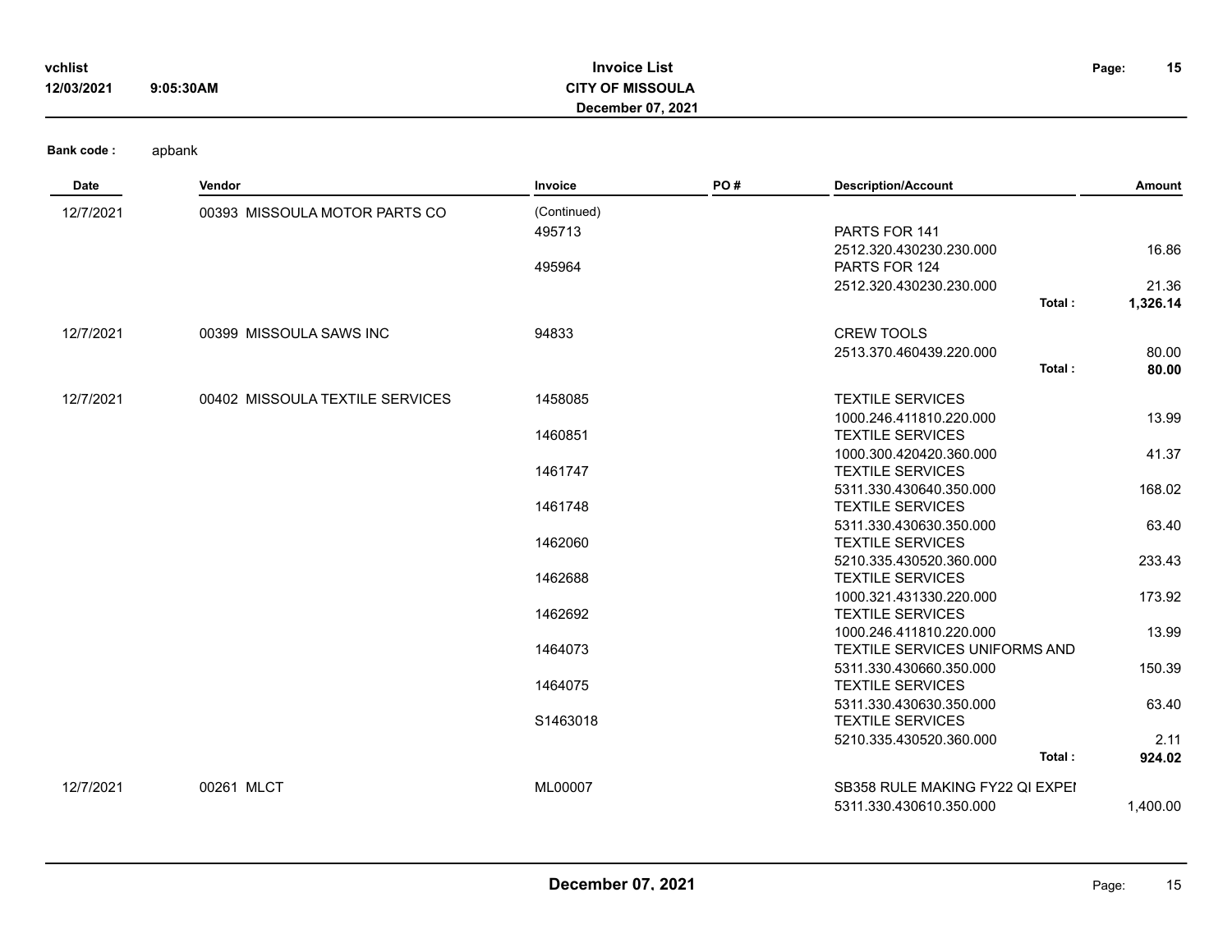**Bank code :** apbank

| Date | Vendor | Invoice | PO # | Description/Account | | Amount |
|---|---|---|---|---|---|---|
| 12/7/2021 | 00393 MISSOULA MOTOR PARTS CO | (Continued) | | | | |
| | | 495713 | | PARTS FOR 141 | | |
| | | | | 2512.320.430230.230.000 | | 16.86 |
| | | 495964 | | PARTS FOR 124 | | |
| | | | | 2512.320.430230.230.000 | | 21.36 |
| | | | | | Total : | **1,326.14** |
| 12/7/2021 | 00399 MISSOULA SAWS INC | 94833 | | CREW TOOLS | | |
| | | | | 2513.370.460439.220.000 | | 80.00 |
| | | | | | Total : | **80.00** |
| 12/7/2021 | 00402 MISSOULA TEXTILE SERVICES | 1458085 | | TEXTILE SERVICES | | |
| | | | | 1000.246.411810.220.000 | | 13.99 |
| | | 1460851 | | TEXTILE SERVICES | | |
| | | | | 1000.300.420420.360.000 | | 41.37 |
| | | 1461747 | | TEXTILE SERVICES | | |
| | | | | 5311.330.430640.350.000 | | 168.02 |
| | | 1461748 | | TEXTILE SERVICES | | |
| | | | | 5311.330.430630.350.000 | | 63.40 |
| | | 1462060 | | TEXTILE SERVICES | | |
| | | | | 5210.335.430520.360.000 | | 233.43 |
| | | 1462688 | | TEXTILE SERVICES | | |
| | | | | 1000.321.431330.220.000 | | 173.92 |
| | | 1462692 | | TEXTILE SERVICES | | |
| | | | | 1000.246.411810.220.000 | | 13.99 |
| | | 1464073 | | TEXTILE SERVICES UNIFORMS AND | | |
| | | | | 5311.330.430660.350.000 | | 150.39 |
| | | 1464075 | | TEXTILE SERVICES | | |
| | | | | 5311.330.430630.350.000 | | 63.40 |
| | | S1463018 | | TEXTILE SERVICES | | |
| | | | | 5210.335.430520.360.000 | | 2.11 |
| | | | | | Total : | **924.02** |
| 12/7/2021 | 00261 MLCT | ML00007 | | SB358 RULE MAKING FY22 QI EXPEI | | |
| | | | | 5311.330.430610.350.000 | | 1,400.00 |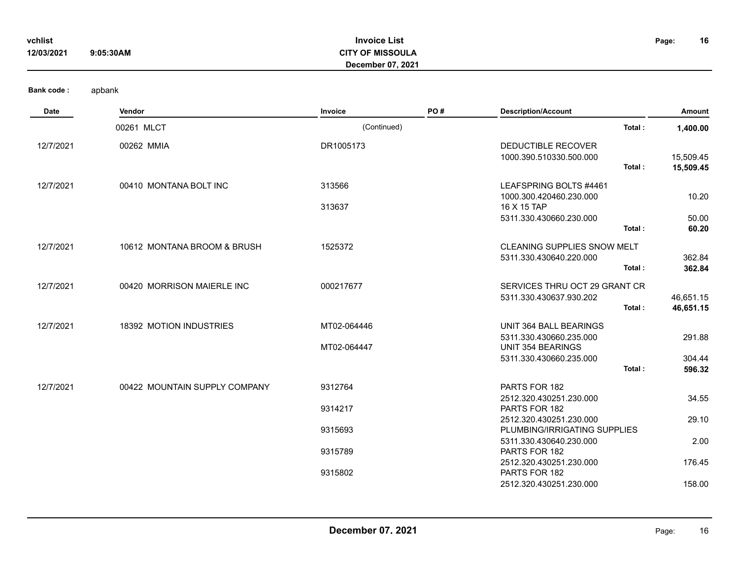**Invoice List**
**CITY OF MISSOULA**
**December 07, 2021**

vchlist
12/03/2021 9:05:30AM

**Bank code :** apbank

| Date | Vendor | Invoice | PO # | Description/Account | | Amount |
|---|---|---|---|---|---|---|
| | 00261 MLCT | (Continued) | | | **Total :** | **1,400.00** |
| 12/7/2021 | 00262 MMIA | DR1005173 | | DEDUCTIBLE RECOVER | | |
| | | | | 1000.390.510330.500.000 | | 15,509.45 |
| | | | | | **Total :** | **15,509.45** |
| 12/7/2021 | 00410 MONTANA BOLT INC | 313566 | | LEAFSPRING BOLTS #4461 | | |
| | | | | 1000.300.420460.230.000 | | 10.20 |
| | | 313637 | | 16 X 15 TAP | | |
| | | | | 5311.330.430660.230.000 | | 50.00 |
| | | | | | **Total :** | **60.20** |
| 12/7/2021 | 10612 MONTANA BROOM & BRUSH | 1525372 | | CLEANING SUPPLIES SNOW MELT | | |
| | | | | 5311.330.430640.220.000 | | 362.84 |
| | | | | | **Total :** | **362.84** |
| 12/7/2021 | 00420 MORRISON MAIERLE INC | 000217677 | | SERVICES THRU OCT 29 GRANT CR | | |
| | | | | 5311.330.430637.930.202 | | 46,651.15 |
| | | | | | **Total :** | **46,651.15** |
| 12/7/2021 | 18392 MOTION INDUSTRIES | MT02-064446 | | UNIT 364 BALL BEARINGS | | |
| | | | | 5311.330.430660.235.000 | | 291.88 |
| | | MT02-064447 | | UNIT 354 BEARINGS | | |
| | | | | 5311.330.430660.235.000 | | 304.44 |
| | | | | | **Total :** | **596.32** |
| 12/7/2021 | 00422 MOUNTAIN SUPPLY COMPANY | 9312764 | | PARTS FOR 182 | | |
| | | | | 2512.320.430251.230.000 | | 34.55 |
| | | 9314217 | | PARTS FOR 182 | | |
| | | | | 2512.320.430251.230.000 | | 29.10 |
| | | 9315693 | | PLUMBING/IRRIGATING SUPPLIES | | |
| | | | | 5311.330.430640.230.000 | | 2.00 |
| | | 9315789 | | PARTS FOR 182 | | |
| | | | | 2512.320.430251.230.000 | | 176.45 |
| | | 9315802 | | PARTS FOR 182 | | |
| | | | | 2512.320.430251.230.000 | | 158.00 |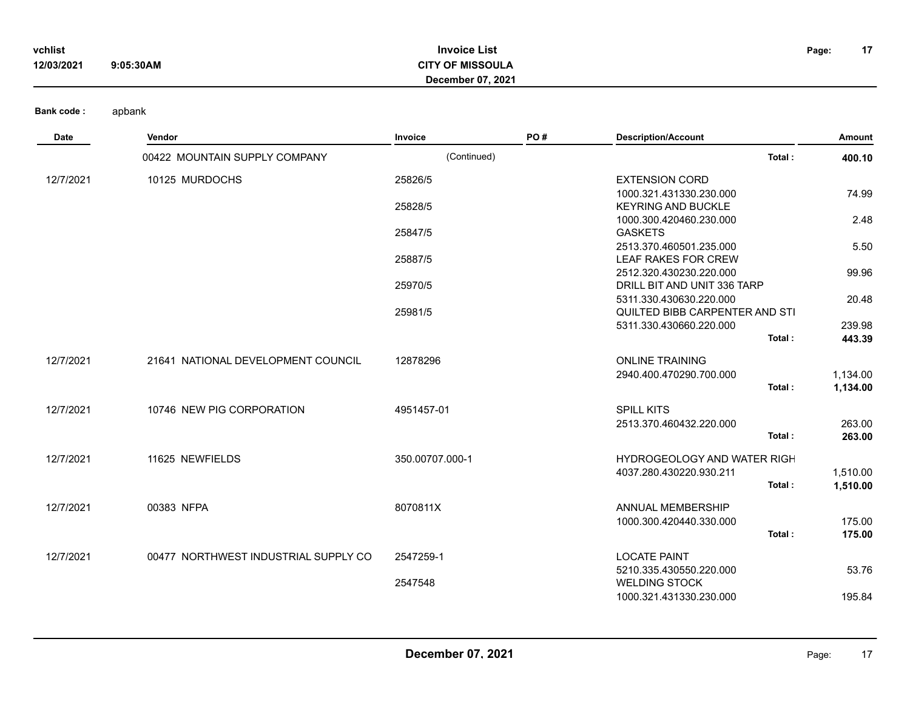Bank code : apbank

| Date | Vendor | Invoice | PO # | Description/Account | Amount |
|---|---|---|---|---|---|
| | 00422 MOUNTAIN SUPPLY COMPANY | (Continued) | | Total : | **400.10** |
| 12/7/2021 | 10125 MURDOCHS | 25826/5 | | EXTENSION CORD | |
| | | | | 1000.321.431330.230.000 | 74.99 |
| | | 25828/5 | | KEYRING AND BUCKLE | |
| | | | | 1000.300.420460.230.000 | 2.48 |
| | | 25847/5 | | GASKETS | |
| | | | | 2513.370.460501.235.000 | 5.50 |
| | | 25887/5 | | LEAF RAKES FOR CREW | |
| | | | | 2512.320.430230.220.000 | 99.96 |
| | | 25970/5 | | DRILL BIT AND UNIT 336 TARP | |
| | | | | 5311.330.430630.220.000 | 20.48 |
| | | 25981/5 | | QUILTED BIBB CARPENTER AND STI | |
| | | | | 5311.330.430660.220.000 | 239.98 |
| | | | | Total : | **443.39** |
| 12/7/2021 | 21641 NATIONAL DEVELOPMENT COUNCIL | 12878296 | | ONLINE TRAINING | |
| | | | | 2940.400.470290.700.000 | 1,134.00 |
| | | | | Total : | **1,134.00** |
| 12/7/2021 | 10746 NEW PIG CORPORATION | 4951457-01 | | SPILL KITS | |
| | | | | 2513.370.460432.220.000 | 263.00 |
| | | | | Total : | **263.00** |
| 12/7/2021 | 11625 NEWFIELDS | 350.00707.000-1 | | HYDROGEOLOGY AND WATER RIGH | |
| | | | | 4037.280.430220.930.211 | 1,510.00 |
| | | | | Total : | **1,510.00** |
| 12/7/2021 | 00383 NFPA | 8070811X | | ANNUAL MEMBERSHIP | |
| | | | | 1000.300.420440.330.000 | 175.00 |
| | | | | Total : | **175.00** |
| 12/7/2021 | 00477 NORTHWEST INDUSTRIAL SUPPLY CO | 2547259-1 | | LOCATE PAINT | |
| | | | | 5210.335.430550.220.000 | 53.76 |
| | | 2547548 | | WELDING STOCK | |
| | | | | 1000.321.431330.230.000 | 195.84 |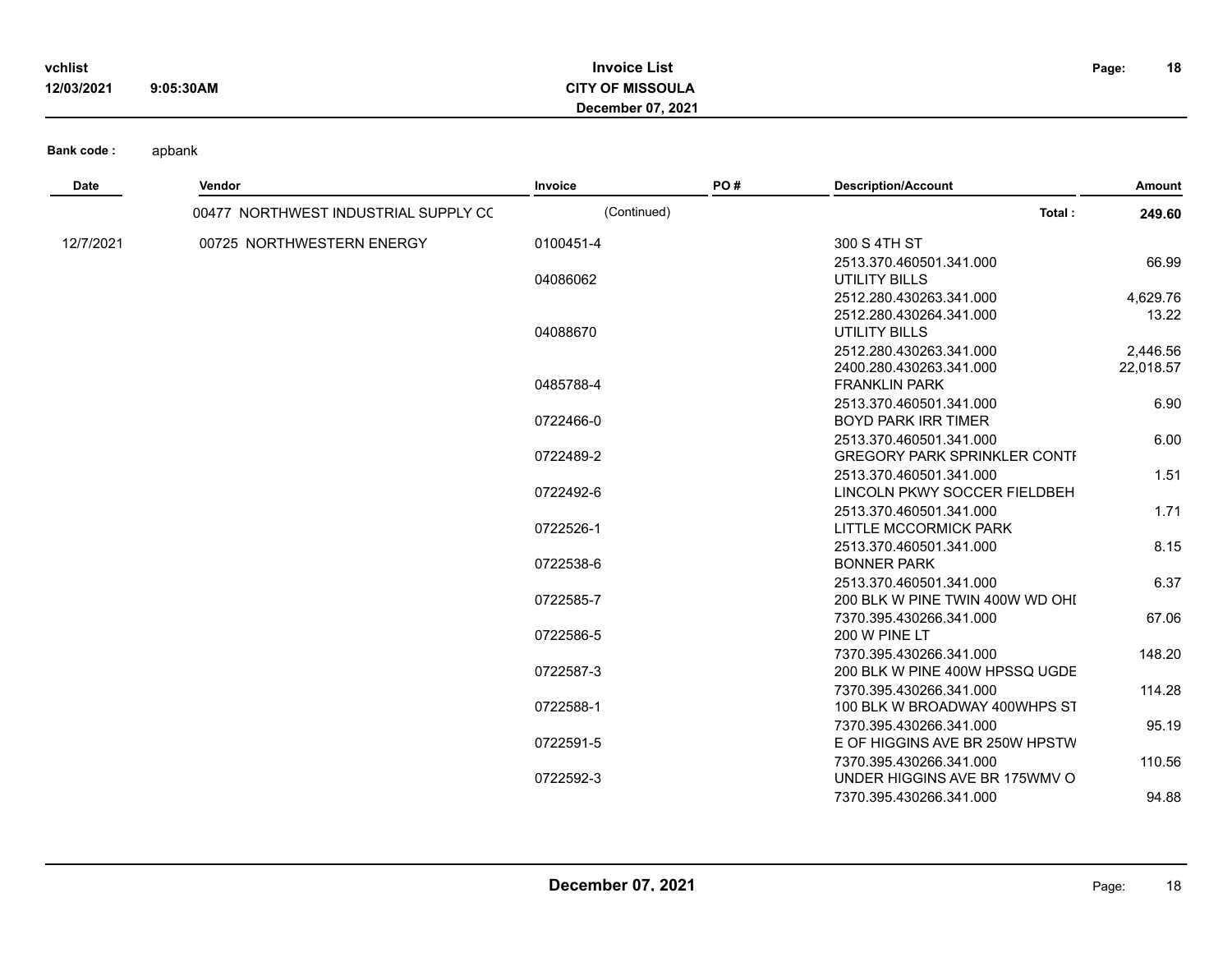Bank code : apbank

| Date | Vendor | Invoice | PO # | Description/Account | Amount |
|---|---|---|---|---|---|
| | 00477 NORTHWEST INDUSTRIAL SUPPLY CC | (Continued) | | **Total :** | **249.60** |
| 12/7/2021 | 00725 NORTHWESTERN ENERGY | 0100451-4 | | 300 S 4TH ST | |
| | | | | 2513.370.460501.341.000 | 66.99 |
| | | 04086062 | | UTILITY BILLS | |
| | | | | 2512.280.430263.341.000 | 4,629.76 |
| | | | | 2512.280.430264.341.000 | 13.22 |
| | | 04088670 | | UTILITY BILLS | |
| | | | | 2512.280.430263.341.000 | 2,446.56 |
| | | | | 2400.280.430263.341.000 | 22,018.57 |
| | | 0485788-4 | | FRANKLIN PARK | |
| | | | | 2513.370.460501.341.000 | 6.90 |
| | | 0722466-0 | | BOYD PARK IRR TIMER | |
| | | | | 2513.370.460501.341.000 | 6.00 |
| | | 0722489-2 | | GREGORY PARK SPRINKLER CONTI | |
| | | | | 2513.370.460501.341.000 | 1.51 |
| | | 0722492-6 | | LINCOLN PKWY SOCCER FIELDBEH | |
| | | | | 2513.370.460501.341.000 | 1.71 |
| | | 0722526-1 | | LITTLE MCCORMICK PARK | |
| | | | | 2513.370.460501.341.000 | 8.15 |
| | | 0722538-6 | | BONNER PARK | |
| | | | | 2513.370.460501.341.000 | 6.37 |
| | | 0722585-7 | | 200 BLK W PINE TWIN 400W WD OHI | |
| | | | | 7370.395.430266.341.000 | 67.06 |
| | | 0722586-5 | | 200 W PINE LT | |
| | | | | 7370.395.430266.341.000 | 148.20 |
| | | 0722587-3 | | 200 BLK W PINE 400W HPSSQ UGDE | |
| | | | | 7370.395.430266.341.000 | 114.28 |
| | | 0722588-1 | | 100 BLK W BROADWAY 400WHPS ST | |
| | | | | 7370.395.430266.341.000 | 95.19 |
| | | 0722591-5 | | E OF HIGGINS AVE BR 250W HPSTW | |
| | | | | 7370.395.430266.341.000 | 110.56 |
| | | 0722592-3 | | UNDER HIGGINS AVE BR 175WMV O | |
| | | | | 7370.395.430266.341.000 | 94.88 |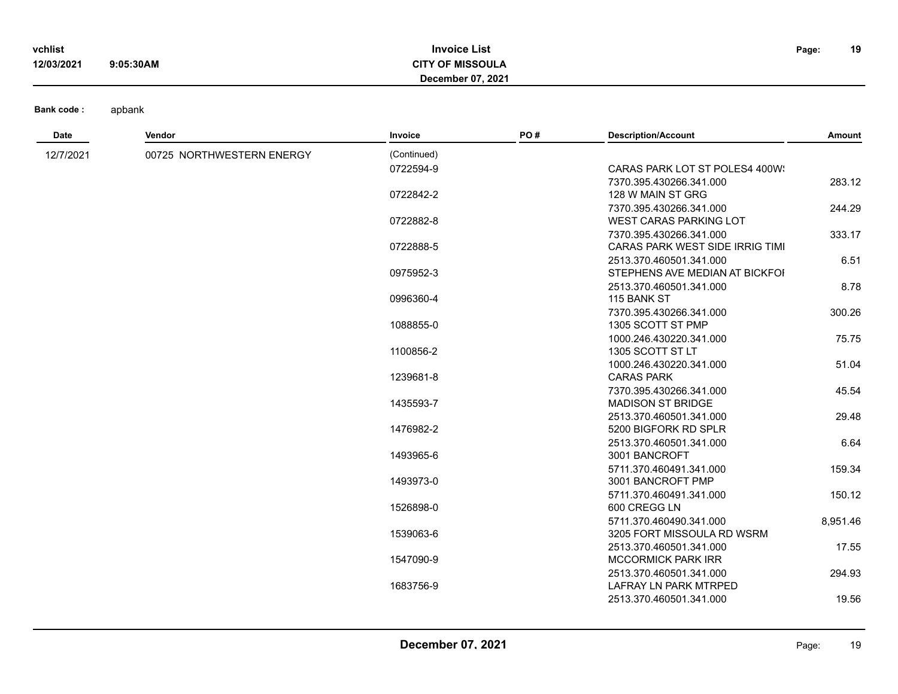Bank code : apbank

| Date | Vendor | Invoice | PO # | Description/Account | Amount |
|---|---|---|---|---|---|
| 12/7/2021 | 00725 NORTHWESTERN ENERGY | (Continued) | | | |
| | | 0722594-9 | | CARAS PARK LOT ST POLES4 400W! | |
| | | | | 7370.395.430266.341.000 | 283.12 |
| | | 0722842-2 | | 128 W MAIN ST GRG | |
| | | | | 7370.395.430266.341.000 | 244.29 |
| | | 0722882-8 | | WEST CARAS PARKING LOT | |
| | | | | 7370.395.430266.341.000 | 333.17 |
| | | 0722888-5 | | CARAS PARK WEST SIDE IRRIG TIMI | |
| | | | | 2513.370.460501.341.000 | 6.51 |
| | | 0975952-3 | | STEPHENS AVE MEDIAN AT BICKFOI | |
| | | | | 2513.370.460501.341.000 | 8.78 |
| | | 0996360-4 | | 115 BANK ST | |
| | | | | 7370.395.430266.341.000 | 300.26 |
| | | 1088855-0 | | 1305 SCOTT ST PMP | |
| | | | | 1000.246.430220.341.000 | 75.75 |
| | | 1100856-2 | | 1305 SCOTT ST LT | |
| | | | | 1000.246.430220.341.000 | 51.04 |
| | | 1239681-8 | | CARAS PARK | |
| | | | | 7370.395.430266.341.000 | 45.54 |
| | | 1435593-7 | | MADISON ST BRIDGE | |
| | | | | 2513.370.460501.341.000 | 29.48 |
| | | 1476982-2 | | 5200 BIGFORK RD SPLR | |
| | | | | 2513.370.460501.341.000 | 6.64 |
| | | 1493965-6 | | 3001 BANCROFT | |
| | | | | 5711.370.460491.341.000 | 159.34 |
| | | 1493973-0 | | 3001 BANCROFT PMP | |
| | | | | 5711.370.460491.341.000 | 150.12 |
| | | 1526898-0 | | 600 CREGG LN | |
| | | | | 5711.370.460490.341.000 | 8,951.46 |
| | | 1539063-6 | | 3205 FORT MISSOULA RD WSRM | |
| | | | | 2513.370.460501.341.000 | 17.55 |
| | | 1547090-9 | | MCCORMICK PARK IRR | |
| | | | | 2513.370.460501.341.000 | 294.93 |
| | | 1683756-9 | | LAFRAY LN PARK MTRPED | |
| | | | | 2513.370.460501.341.000 | 19.56 |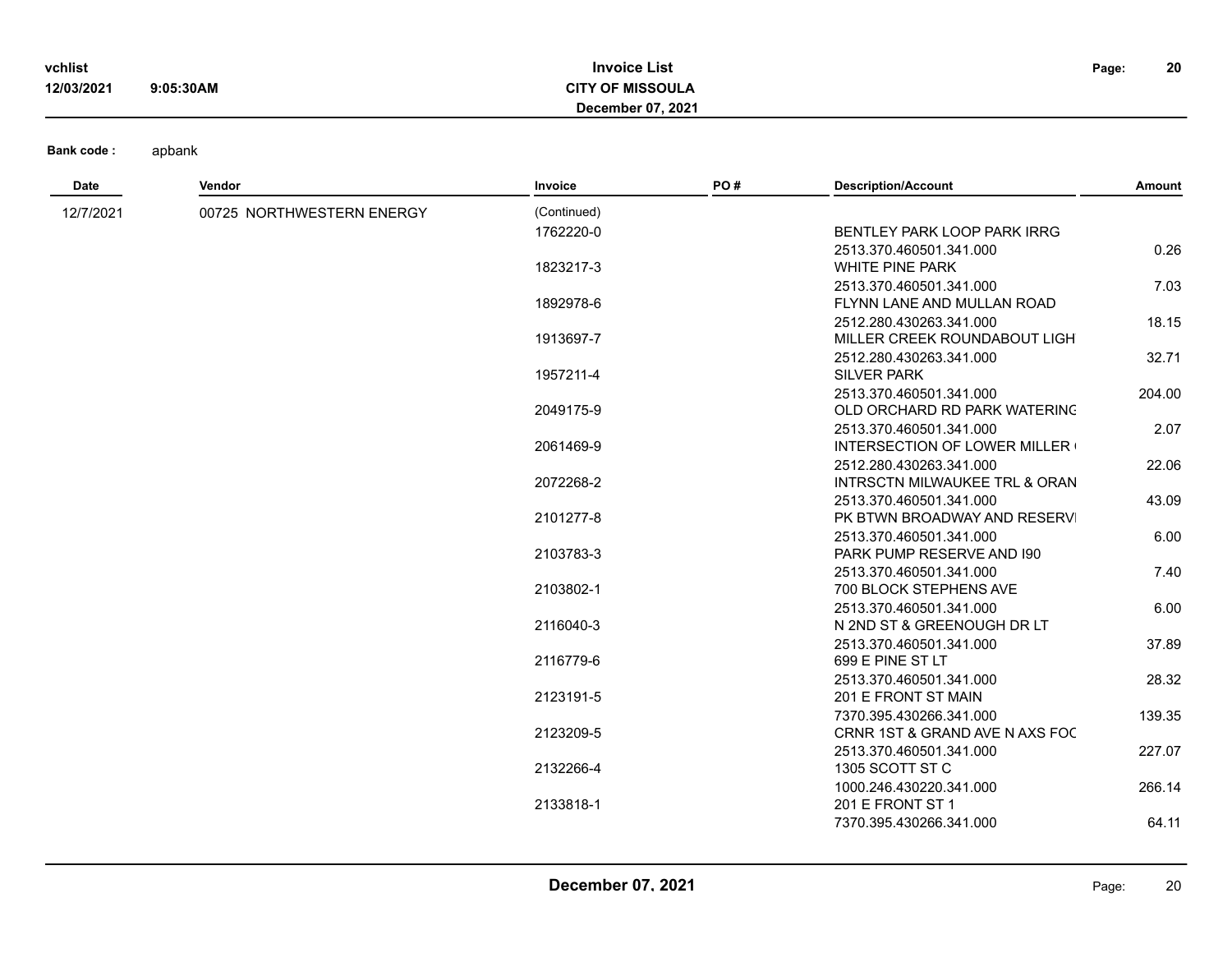**Bank code :** apbank

| Date | Vendor | Invoice | PO # | Description/Account | Amount |
|---|---|---|---|---|---|
| 12/7/2021 | 00725 NORTHWESTERN ENERGY | (Continued) | | | |
| | | 1762220-0 | | BENTLEY PARK LOOP PARK IRRG | |
| | | | | 2513.370.460501.341.000 | 0.26 |
| | | 1823217-3 | | WHITE PINE PARK | |
| | | | | 2513.370.460501.341.000 | 7.03 |
| | | 1892978-6 | | FLYNN LANE AND MULLAN ROAD | |
| | | | | 2512.280.430263.341.000 | 18.15 |
| | | 1913697-7 | | MILLER CREEK ROUNDABOUT LIGH | |
| | | | | 2512.280.430263.341.000 | 32.71 |
| | | 1957211-4 | | SILVER PARK | |
| | | | | 2513.370.460501.341.000 | 204.00 |
| | | 2049175-9 | | OLD ORCHARD RD PARK WATERING | |
| | | | | 2513.370.460501.341.000 | 2.07 |
| | | 2061469-9 | | INTERSECTION OF LOWER MILLER ( | |
| | | | | 2512.280.430263.341.000 | 22.06 |
| | | 2072268-2 | | INTRSCTN MILWAUKEE TRL & ORAN | |
| | | | | 2513.370.460501.341.000 | 43.09 |
| | | 2101277-8 | | PK BTWN BROADWAY AND RESERVI | |
| | | | | 2513.370.460501.341.000 | 6.00 |
| | | 2103783-3 | | PARK PUMP RESERVE AND I90 | |
| | | | | 2513.370.460501.341.000 | 7.40 |
| | | 2103802-1 | | 700 BLOCK STEPHENS AVE | |
| | | | | 2513.370.460501.341.000 | 6.00 |
| | | 2116040-3 | | N 2ND ST & GREENOUGH DR LT | |
| | | | | 2513.370.460501.341.000 | 37.89 |
| | | 2116779-6 | | 699 E PINE ST LT | |
| | | | | 2513.370.460501.341.000 | 28.32 |
| | | 2123191-5 | | 201 E FRONT ST MAIN | |
| | | | | 7370.395.430266.341.000 | 139.35 |
| | | 2123209-5 | | CRNR 1ST & GRAND AVE N AXS FOC | |
| | | | | 2513.370.460501.341.000 | 227.07 |
| | | 2132266-4 | | 1305 SCOTT ST C | |
| | | | | 1000.246.430220.341.000 | 266.14 |
| | | 2133818-1 | | 201 E FRONT ST 1 | |
| | | | | 7370.395.430266.341.000 | 64.11 |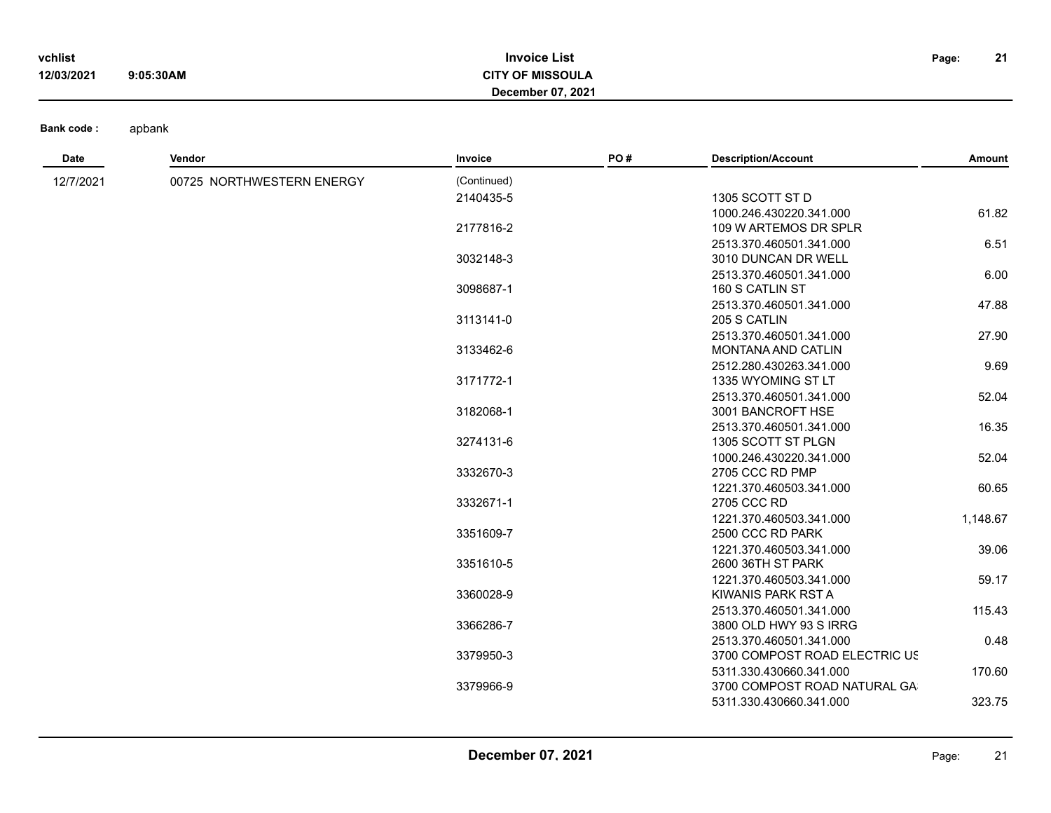**Bank code :** apbank

| Date | Vendor | Invoice | PO # | Description/Account | Amount |
|---|---|---|---|---|---|
| 12/7/2021 | 00725 NORTHWESTERN ENERGY | (Continued) | | | |
| | | 2140435-5 | | 1305 SCOTT ST D | |
| | | | | 1000.246.430220.341.000 | 61.82 |
| | | 2177816-2 | | 109 W ARTEMOS DR SPLR | |
| | | | | 2513.370.460501.341.000 | 6.51 |
| | | 3032148-3 | | 3010 DUNCAN DR WELL | |
| | | | | 2513.370.460501.341.000 | 6.00 |
| | | 3098687-1 | | 160 S CATLIN ST | |
| | | | | 2513.370.460501.341.000 | 47.88 |
| | | 3113141-0 | | 205 S CATLIN | |
| | | | | 2513.370.460501.341.000 | 27.90 |
| | | 3133462-6 | | MONTANA AND CATLIN | |
| | | | | 2512.280.430263.341.000 | 9.69 |
| | | 3171772-1 | | 1335 WYOMING ST LT | |
| | | | | 2513.370.460501.341.000 | 52.04 |
| | | 3182068-1 | | 3001 BANCROFT HSE | |
| | | | | 2513.370.460501.341.000 | 16.35 |
| | | 3274131-6 | | 1305 SCOTT ST PLGN | |
| | | | | 1000.246.430220.341.000 | 52.04 |
| | | 3332670-3 | | 2705 CCC RD PMP | |
| | | | | 1221.370.460503.341.000 | 60.65 |
| | | 3332671-1 | | 2705 CCC RD | |
| | | | | 1221.370.460503.341.000 | 1,148.67 |
| | | 3351609-7 | | 2500 CCC RD PARK | |
| | | | | 1221.370.460503.341.000 | 39.06 |
| | | 3351610-5 | | 2600 36TH ST PARK | |
| | | | | 1221.370.460503.341.000 | 59.17 |
| | | 3360028-9 | | KIWANIS PARK RST A | |
| | | | | 2513.370.460501.341.000 | 115.43 |
| | | 3366286-7 | | 3800 OLD HWY 93 S IRRG | |
| | | | | 2513.370.460501.341.000 | 0.48 |
| | | 3379950-3 | | 3700 COMPOST ROAD ELECTRIC US | |
| | | | | 5311.330.430660.341.000 | 170.60 |
| | | 3379966-9 | | 3700 COMPOST ROAD NATURAL GA | |
| | | | | 5311.330.430660.341.000 | 323.75 |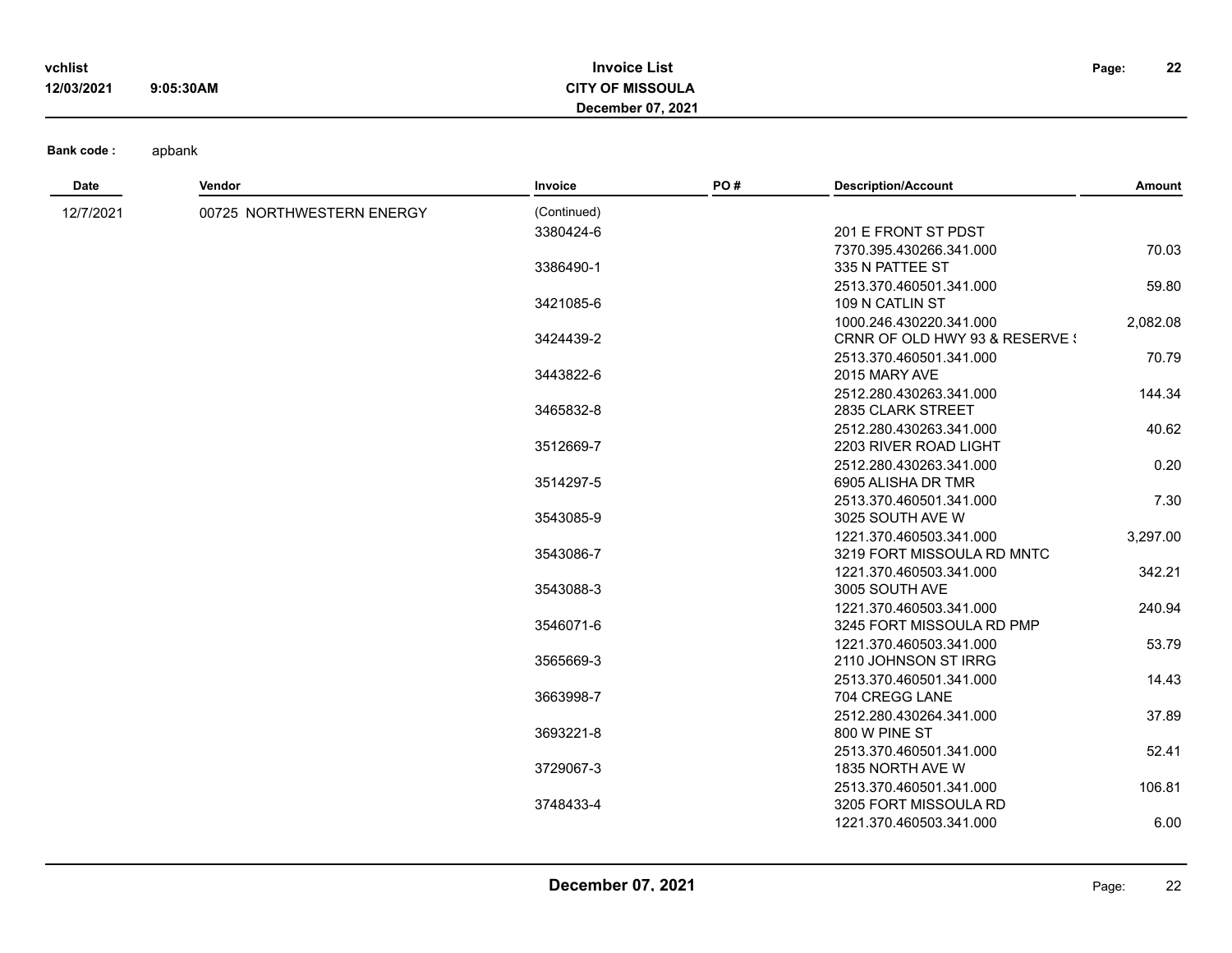**Invoice List**
**CITY OF MISSOULA**
**December 07, 2021**

**Bank code :** apbank

| Date | Vendor | Invoice | PO # | Description/Account | Amount |
|---|---|---|---|---|---|
| 12/7/2021 | 00725 NORTHWESTERN ENERGY | (Continued) | | | |
| | | 3380424-6 | | 201 E FRONT ST PDST | |
| | | | | 7370.395.430266.341.000 | 70.03 |
| | | 3386490-1 | | 335 N PATTEE ST | |
| | | | | 2513.370.460501.341.000 | 59.80 |
| | | 3421085-6 | | 109 N CATLIN ST | |
| | | | | 1000.246.430220.341.000 | 2,082.08 |
| | | 3424439-2 | | CRNR OF OLD HWY 93 & RESERVE S | |
| | | | | 2513.370.460501.341.000 | 70.79 |
| | | 3443822-6 | | 2015 MARY AVE | |
| | | | | 2512.280.430263.341.000 | 144.34 |
| | | 3465832-8 | | 2835 CLARK STREET | |
| | | | | 2512.280.430263.341.000 | 40.62 |
| | | 3512669-7 | | 2203 RIVER ROAD LIGHT | |
| | | | | 2512.280.430263.341.000 | 0.20 |
| | | 3514297-5 | | 6905 ALISHA DR TMR | |
| | | | | 2513.370.460501.341.000 | 7.30 |
| | | 3543085-9 | | 3025 SOUTH AVE W | |
| | | | | 1221.370.460503.341.000 | 3,297.00 |
| | | 3543086-7 | | 3219 FORT MISSOULA RD MNTC | |
| | | | | 1221.370.460503.341.000 | 342.21 |
| | | 3543088-3 | | 3005 SOUTH AVE | |
| | | | | 1221.370.460503.341.000 | 240.94 |
| | | 3546071-6 | | 3245 FORT MISSOULA RD PMP | |
| | | | | 1221.370.460503.341.000 | 53.79 |
| | | 3565669-3 | | 2110 JOHNSON ST IRRG | |
| | | | | 2513.370.460501.341.000 | 14.43 |
| | | 3663998-7 | | 704 CREGG LANE | |
| | | | | 2512.280.430264.341.000 | 37.89 |
| | | 3693221-8 | | 800 W PINE ST | |
| | | | | 2513.370.460501.341.000 | 52.41 |
| | | 3729067-3 | | 1835 NORTH AVE W | |
| | | | | 2513.370.460501.341.000 | 106.81 |
| | | 3748433-4 | | 3205 FORT MISSOULA RD | |
| | | | | 1221.370.460503.341.000 | 6.00 |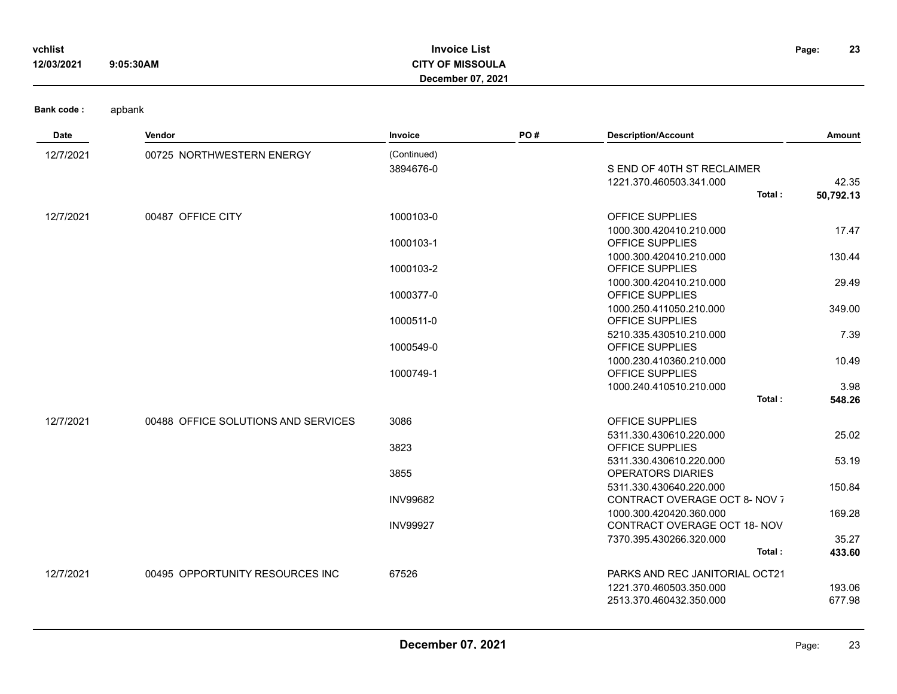# Invoice List

**CITY OF MISSOULA**

**December 07, 2021**

vchlist
12/03/2021 9:05:30AM

**Bank code :** apbank

| Date | Vendor | Invoice | PO # | Description/Account | Amount |
|---|---|---|---|---|---|
| 12/7/2021 | 00725 NORTHWESTERN ENERGY | (Continued) | | | |
| | | 3894676-0 | | S END OF 40TH ST RECLAIMER | |
| | | | | 1221.370.460503.341.000 | 42.35 |
| | | | | **Total :** | **50,792.13** |
| 12/7/2021 | 00487 OFFICE CITY | 1000103-0 | | OFFICE SUPPLIES | |
| | | | | 1000.300.420410.210.000 | 17.47 |
| | | 1000103-1 | | OFFICE SUPPLIES | |
| | | | | 1000.300.420410.210.000 | 130.44 |
| | | 1000103-2 | | OFFICE SUPPLIES | |
| | | | | 1000.300.420410.210.000 | 29.49 |
| | | 1000377-0 | | OFFICE SUPPLIES | |
| | | | | 1000.250.411050.210.000 | 349.00 |
| | | 1000511-0 | | OFFICE SUPPLIES | |
| | | | | 5210.335.430510.210.000 | 7.39 |
| | | 1000549-0 | | OFFICE SUPPLIES | |
| | | | | 1000.230.410360.210.000 | 10.49 |
| | | 1000749-1 | | OFFICE SUPPLIES | |
| | | | | 1000.240.410510.210.000 | 3.98 |
| | | | | **Total :** | **548.26** |
| 12/7/2021 | 00488 OFFICE SOLUTIONS AND SERVICES | 3086 | | OFFICE SUPPLIES | |
| | | | | 5311.330.430610.220.000 | 25.02 |
| | | 3823 | | OFFICE SUPPLIES | |
| | | | | 5311.330.430610.220.000 | 53.19 |
| | | 3855 | | OPERATORS DIARIES | |
| | | | | 5311.330.430640.220.000 | 150.84 |
| | | INV99682 | | CONTRACT OVERAGE OCT 8- NOV 7 | |
| | | | | 1000.300.420420.360.000 | 169.28 |
| | | INV99927 | | CONTRACT OVERAGE OCT 18- NOV | |
| | | | | 7370.395.430266.320.000 | 35.27 |
| | | | | **Total :** | **433.60** |
| 12/7/2021 | 00495 OPPORTUNITY RESOURCES INC | 67526 | | PARKS AND REC JANITORIAL OCT21 | |
| | | | | 1221.370.460503.350.000 | 193.06 |
| | | | | 2513.370.460432.350.000 | 677.98 |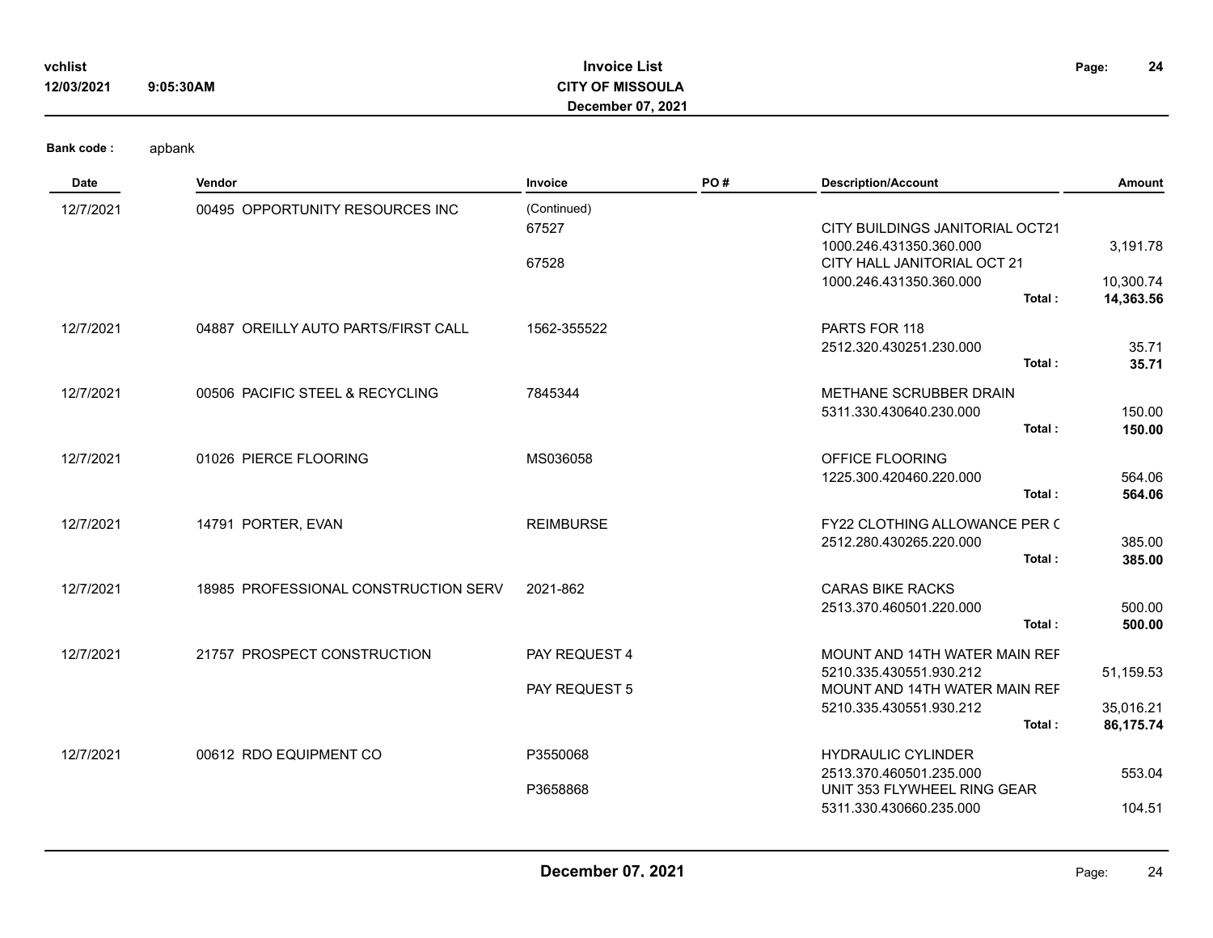Bank code : apbank

| Date | Vendor | Invoice | PO # | Description/Account | Amount |
|---|---|---|---|---|---|
| 12/7/2021 | 00495 OPPORTUNITY RESOURCES INC | (Continued) | | | |
| | | 67527 | | CITY BUILDINGS JANITORIAL OCT21 | |
| | | | | 1000.246.431350.360.000 | 3,191.78 |
| | | 67528 | | CITY HALL JANITORIAL OCT 21 | |
| | | | | 1000.246.431350.360.000 | 10,300.74 |
| | | | | **Total :** | **14,363.56** |
| 12/7/2021 | 04887 OREILLY AUTO PARTS/FIRST CALL | 1562-355522 | | PARTS FOR 118 | |
| | | | | 2512.320.430251.230.000 | 35.71 |
| | | | | **Total :** | **35.71** |
| 12/7/2021 | 00506 PACIFIC STEEL & RECYCLING | 7845344 | | METHANE SCRUBBER DRAIN | |
| | | | | 5311.330.430640.230.000 | 150.00 |
| | | | | **Total :** | **150.00** |
| 12/7/2021 | 01026 PIERCE FLOORING | MS036058 | | OFFICE FLOORING | |
| | | | | 1225.300.420460.220.000 | 564.06 |
| | | | | **Total :** | **564.06** |
| 12/7/2021 | 14791 PORTER, EVAN | REIMBURSE | | FY22 CLOTHING ALLOWANCE PER C | |
| | | | | 2512.280.430265.220.000 | 385.00 |
| | | | | **Total :** | **385.00** |
| 12/7/2021 | 18985 PROFESSIONAL CONSTRUCTION SERV | 2021-862 | | CARAS BIKE RACKS | |
| | | | | 2513.370.460501.220.000 | 500.00 |
| | | | | **Total :** | **500.00** |
| 12/7/2021 | 21757 PROSPECT CONSTRUCTION | PAY REQUEST 4 | | MOUNT AND 14TH WATER MAIN REF | |
| | | | | 5210.335.430551.930.212 | 51,159.53 |
| | | PAY REQUEST 5 | | MOUNT AND 14TH WATER MAIN REF | |
| | | | | 5210.335.430551.930.212 | 35,016.21 |
| | | | | **Total :** | **86,175.74** |
| 12/7/2021 | 00612 RDO EQUIPMENT CO | P3550068 | | HYDRAULIC CYLINDER | |
| | | | | 2513.370.460501.235.000 | 553.04 |
| | | P3658868 | | UNIT 353 FLYWHEEL RING GEAR | |
| | | | | 5311.330.430660.235.000 | 104.51 |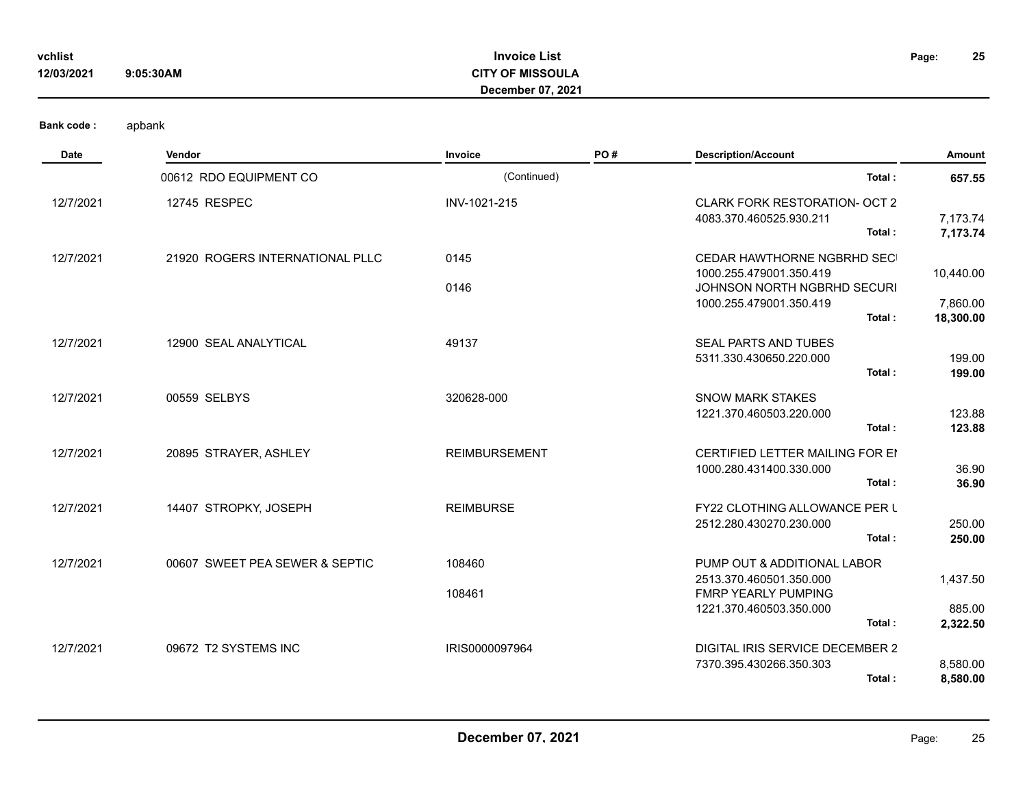**Bank code :** apbank

| Date | Vendor | Invoice | PO # | Description/Account | Amount |
|---|---|---|---|---|---|
| | 00612 RDO EQUIPMENT CO | (Continued) | | Total : | **657.55** |
| 12/7/2021 | 12745 RESPEC | INV-1021-215 | | CLARK FORK RESTORATION- OCT 2 | |
| | | | | 4083.370.460525.930.211 | 7,173.74 |
| | | | | Total : | **7,173.74** |
| 12/7/2021 | 21920 ROGERS INTERNATIONAL PLLC | 0145 | | CEDAR HAWTHORNE NGBRHD SECI | |
| | | | | 1000.255.479001.350.419 | 10,440.00 |
| | | 0146 | | JOHNSON NORTH NGBRHD SECURI | |
| | | | | 1000.255.479001.350.419 | 7,860.00 |
| | | | | Total : | **18,300.00** |
| 12/7/2021 | 12900 SEAL ANALYTICAL | 49137 | | SEAL PARTS AND TUBES | |
| | | | | 5311.330.430650.220.000 | 199.00 |
| | | | | Total : | **199.00** |
| 12/7/2021 | 00559 SELBYS | 320628-000 | | SNOW MARK STAKES | |
| | | | | 1221.370.460503.220.000 | 123.88 |
| | | | | Total : | **123.88** |
| 12/7/2021 | 20895 STRAYER, ASHLEY | REIMBURSEMENT | | CERTIFIED LETTER MAILING FOR EI | |
| | | | | 1000.280.431400.330.000 | 36.90 |
| | | | | Total : | **36.90** |
| 12/7/2021 | 14407 STROPKY, JOSEPH | REIMBURSE | | FY22 CLOTHING ALLOWANCE PER U | |
| | | | | 2512.280.430270.230.000 | 250.00 |
| | | | | Total : | **250.00** |
| 12/7/2021 | 00607 SWEET PEA SEWER & SEPTIC | 108460 | | PUMP OUT & ADDITIONAL LABOR | |
| | | | | 2513.370.460501.350.000 | 1,437.50 |
| | | 108461 | | FMRP YEARLY PUMPING | |
| | | | | 1221.370.460503.350.000 | 885.00 |
| | | | | Total : | **2,322.50** |
| 12/7/2021 | 09672 T2 SYSTEMS INC | IRIS0000097964 | | DIGITAL IRIS SERVICE DECEMBER 2 | |
| | | | | 7370.395.430266.350.303 | 8,580.00 |
| | | | | Total : | **8,580.00** |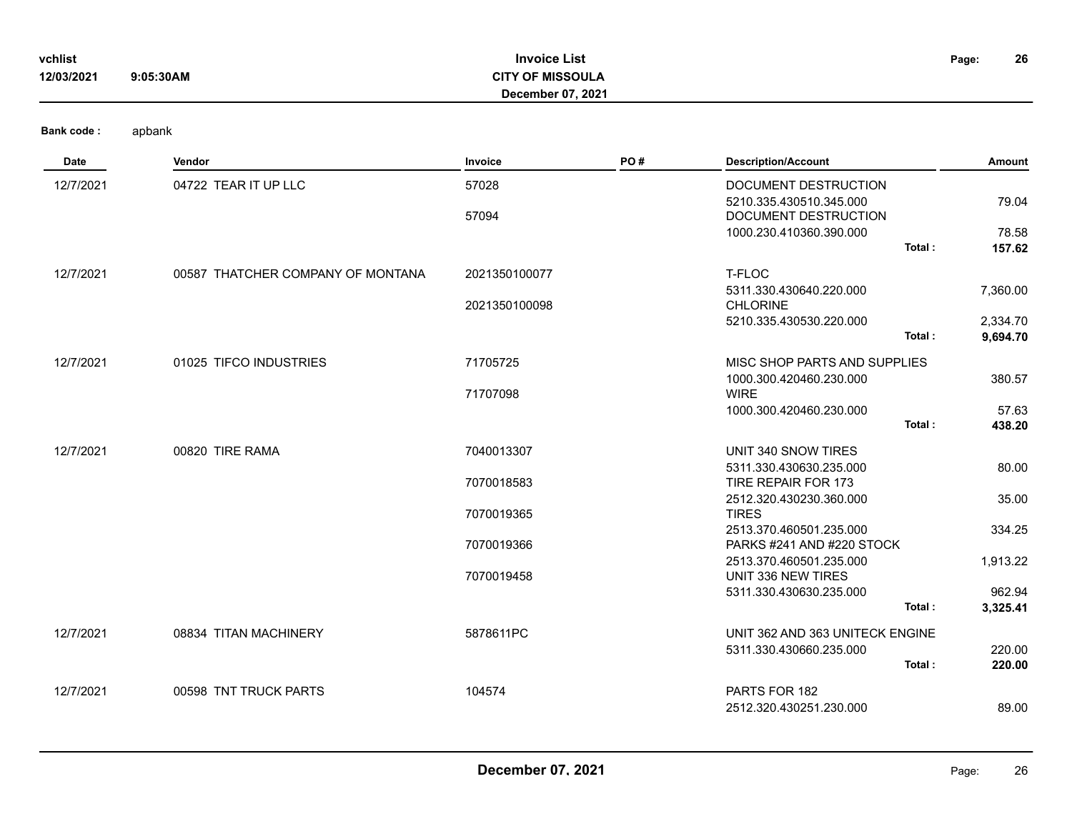**Bank code :** apbank

| Date | Vendor | Invoice | PO # | Description/Account | | Amount |
|---|---|---|---|---|---|---|
| 12/7/2021 | 04722 TEAR IT UP LLC | 57028 | | DOCUMENT DESTRUCTION | | |
| | | | | 5210.335.430510.345.000 | | 79.04 |
| | | 57094 | | DOCUMENT DESTRUCTION | | |
| | | | | 1000.230.410360.390.000 | | 78.58 |
| | | | | | **Total :** | **157.62** |
| 12/7/2021 | 00587 THATCHER COMPANY OF MONTANA | 2021350100077 | | T-FLOC | | |
| | | | | 5311.330.430640.220.000 | | 7,360.00 |
| | | 2021350100098 | | CHLORINE | | |
| | | | | 5210.335.430530.220.000 | | 2,334.70 |
| | | | | | **Total :** | **9,694.70** |
| 12/7/2021 | 01025 TIFCO INDUSTRIES | 71705725 | | MISC SHOP PARTS AND SUPPLIES | | |
| | | | | 1000.300.420460.230.000 | | 380.57 |
| | | 71707098 | | WIRE | | |
| | | | | 1000.300.420460.230.000 | | 57.63 |
| | | | | | **Total :** | **438.20** |
| 12/7/2021 | 00820 TIRE RAMA | 7040013307 | | UNIT 340 SNOW TIRES | | |
| | | | | 5311.330.430630.235.000 | | 80.00 |
| | | 7070018583 | | TIRE REPAIR FOR 173 | | |
| | | | | 2512.320.430230.360.000 | | 35.00 |
| | | 7070019365 | | TIRES | | |
| | | | | 2513.370.460501.235.000 | | 334.25 |
| | | 7070019366 | | PARKS #241 AND #220 STOCK | | |
| | | | | 2513.370.460501.235.000 | | 1,913.22 |
| | | 7070019458 | | UNIT 336 NEW TIRES | | |
| | | | | 5311.330.430630.235.000 | | 962.94 |
| | | | | | **Total :** | **3,325.41** |
| 12/7/2021 | 08834 TITAN MACHINERY | 5878611PC | | UNIT 362 AND 363 UNITECK ENGINE | | |
| | | | | 5311.330.430660.235.000 | | 220.00 |
| | | | | | **Total :** | **220.00** |
| 12/7/2021 | 00598 TNT TRUCK PARTS | 104574 | | PARTS FOR 182 | | |
| | | | | 2512.320.430251.230.000 | | 89.00 |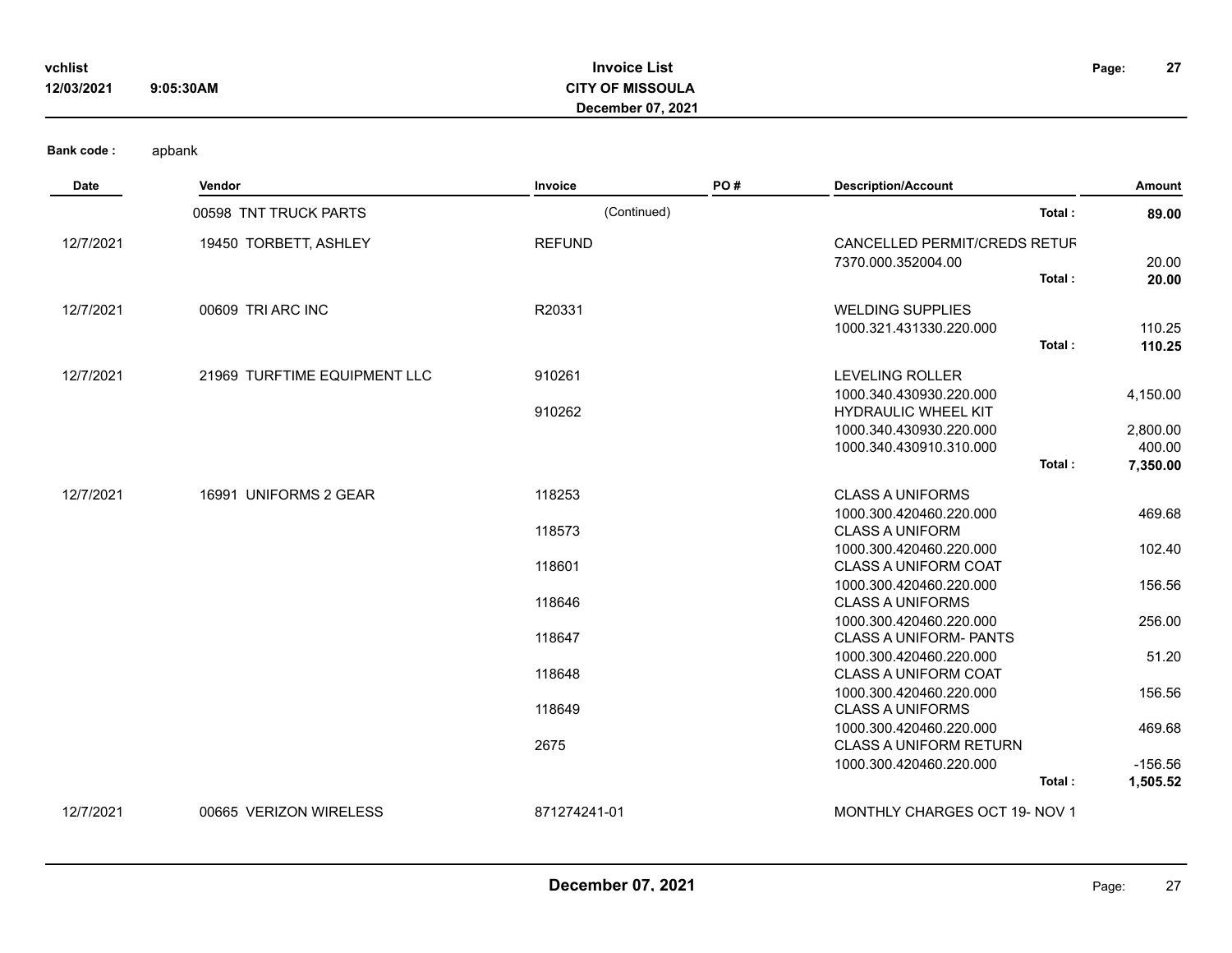**Bank code :** apbank

| Date | Vendor | Invoice | PO # | Description/Account | Amount |
|---|---|---|---|---|---|
| | 00598 TNT TRUCK PARTS | (Continued) | | **Total :** | **89.00** |
| 12/7/2021 | 19450 TORBETT, ASHLEY | REFUND | | CANCELLED PERMIT/CREDS RETUR | |
| | | | | 7370.000.352004.00 | 20.00 |
| | | | | **Total :** | **20.00** |
| 12/7/2021 | 00609 TRI ARC INC | R20331 | | WELDING SUPPLIES | |
| | | | | 1000.321.431330.220.000 | 110.25 |
| | | | | **Total :** | **110.25** |
| 12/7/2021 | 21969 TURFTIME EQUIPMENT LLC | 910261 | | LEVELING ROLLER | |
| | | | | 1000.340.430930.220.000 | 4,150.00 |
| | | 910262 | | HYDRAULIC WHEEL KIT | |
| | | | | 1000.340.430930.220.000 | 2,800.00 |
| | | | | 1000.340.430910.310.000 | 400.00 |
| | | | | **Total :** | **7,350.00** |
| 12/7/2021 | 16991 UNIFORMS 2 GEAR | 118253 | | CLASS A UNIFORMS | |
| | | | | 1000.300.420460.220.000 | 469.68 |
| | | 118573 | | CLASS A UNIFORM | |
| | | | | 1000.300.420460.220.000 | 102.40 |
| | | 118601 | | CLASS A UNIFORM COAT | |
| | | | | 1000.300.420460.220.000 | 156.56 |
| | | 118646 | | CLASS A UNIFORMS | |
| | | | | 1000.300.420460.220.000 | 256.00 |
| | | 118647 | | CLASS A UNIFORM- PANTS | |
| | | | | 1000.300.420460.220.000 | 51.20 |
| | | 118648 | | CLASS A UNIFORM COAT | |
| | | | | 1000.300.420460.220.000 | 156.56 |
| | | 118649 | | CLASS A UNIFORMS | |
| | | | | 1000.300.420460.220.000 | 469.68 |
| | | 2675 | | CLASS A UNIFORM RETURN | |
| | | | | 1000.300.420460.220.000 | -156.56 |
| | | | | **Total :** | **1,505.52** |
| 12/7/2021 | 00665 VERIZON WIRELESS | 871274241-01 | | MONTHLY CHARGES OCT 19- NOV 1 | |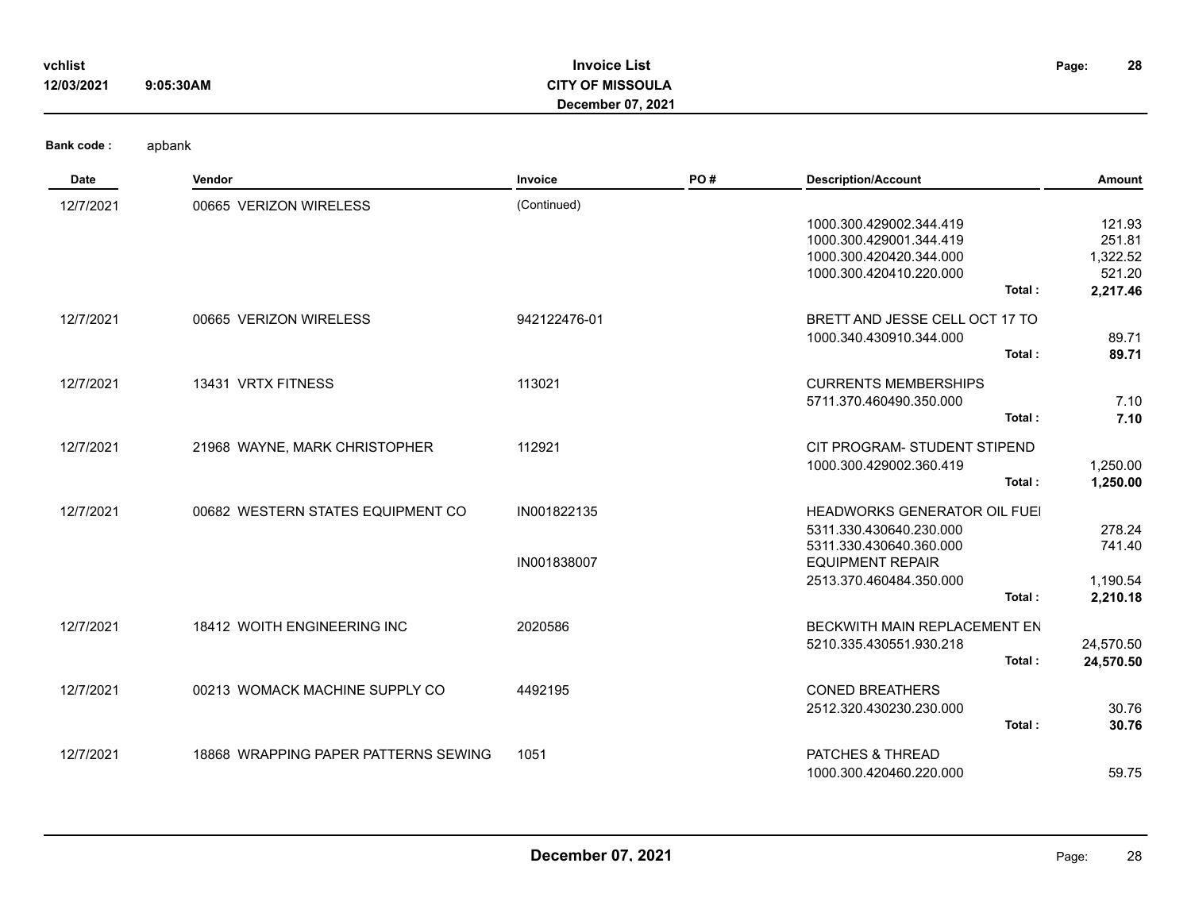**Bank code :** apbank

| Date | Vendor | Invoice | PO # | Description/Account | | Amount |
|---|---|---|---|---|---|---|
| 12/7/2021 | 00665 VERIZON WIRELESS | (Continued) | | | | |
| | | | | 1000.300.429002.344.419 | | 121.93 |
| | | | | 1000.300.429001.344.419 | | 251.81 |
| | | | | 1000.300.420420.344.000 | | 1,322.52 |
| | | | | 1000.300.420410.220.000 | | 521.20 |
| | | | | | **Total :** | **2,217.46** |
| 12/7/2021 | 00665 VERIZON WIRELESS | 942122476-01 | | BRETT AND JESSE CELL OCT 17 TO | | |
| | | | | 1000.340.430910.344.000 | | 89.71 |
| | | | | | **Total :** | **89.71** |
| 12/7/2021 | 13431 VRTX FITNESS | 113021 | | CURRENTS MEMBERSHIPS | | |
| | | | | 5711.370.460490.350.000 | | 7.10 |
| | | | | | **Total :** | **7.10** |
| 12/7/2021 | 21968 WAYNE, MARK CHRISTOPHER | 112921 | | CIT PROGRAM- STUDENT STIPEND | | |
| | | | | 1000.300.429002.360.419 | | 1,250.00 |
| | | | | | **Total :** | **1,250.00** |
| 12/7/2021 | 00682 WESTERN STATES EQUIPMENT CO | IN001822135 | | HEADWORKS GENERATOR OIL FUEL | | |
| | | | | 5311.330.430640.230.000 | | 278.24 |
| | | | | 5311.330.430640.360.000 | | 741.40 |
| | | IN001838007 | | EQUIPMENT REPAIR | | |
| | | | | 2513.370.460484.350.000 | | 1,190.54 |
| | | | | | **Total :** | **2,210.18** |
| 12/7/2021 | 18412 WOITH ENGINEERING INC | 2020586 | | BECKWITH MAIN REPLACEMENT EN | | |
| | | | | 5210.335.430551.930.218 | | 24,570.50 |
| | | | | | **Total :** | **24,570.50** |
| 12/7/2021 | 00213 WOMACK MACHINE SUPPLY CO | 4492195 | | CONED BREATHERS | | |
| | | | | 2512.320.430230.230.000 | | 30.76 |
| | | | | | **Total :** | **30.76** |
| 12/7/2021 | 18868 WRAPPING PAPER PATTERNS SEWING | 1051 | | PATCHES & THREAD | | |
| | | | | 1000.300.420460.220.000 | | 59.75 |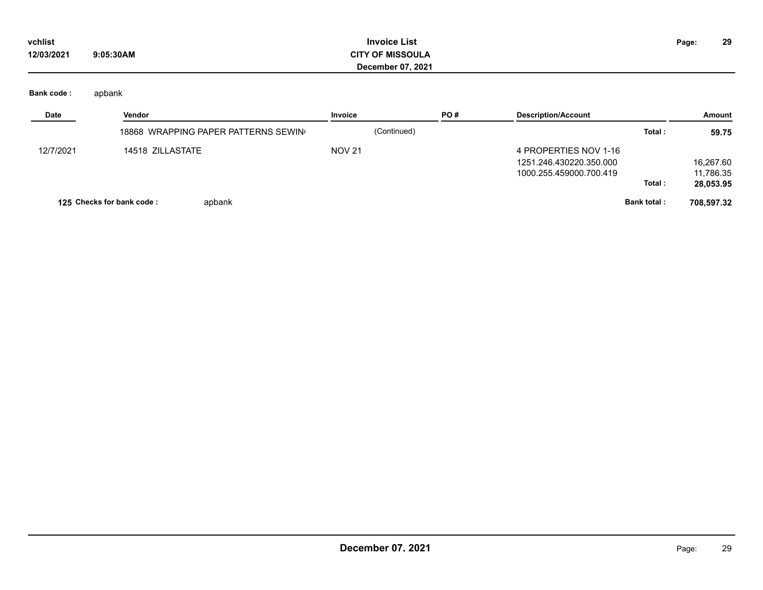**Bank code :** apbank

| Date | Vendor | Invoice | PO # | Description/Account | Amount |
|---|---|---|---|---|---|
| | 18868 WRAPPING PAPER PATTERNS SEWIN( | (Continued) | | **Total :** | **59.75** |
| 12/7/2021 | 14518 ZILLASTATE | NOV 21 | | 4 PROPERTIES NOV 1-16 | |
| | | | | 1251.246.430220.350.000 | 16,267.60 |
| | | | | 1000.255.459000.700.419 | 11,786.35 |
| | | | | **Total :** | **28,053.95** |
| | **125 Checks for bank code :** apbank | | | **Bank total :** | **708,597.32** |